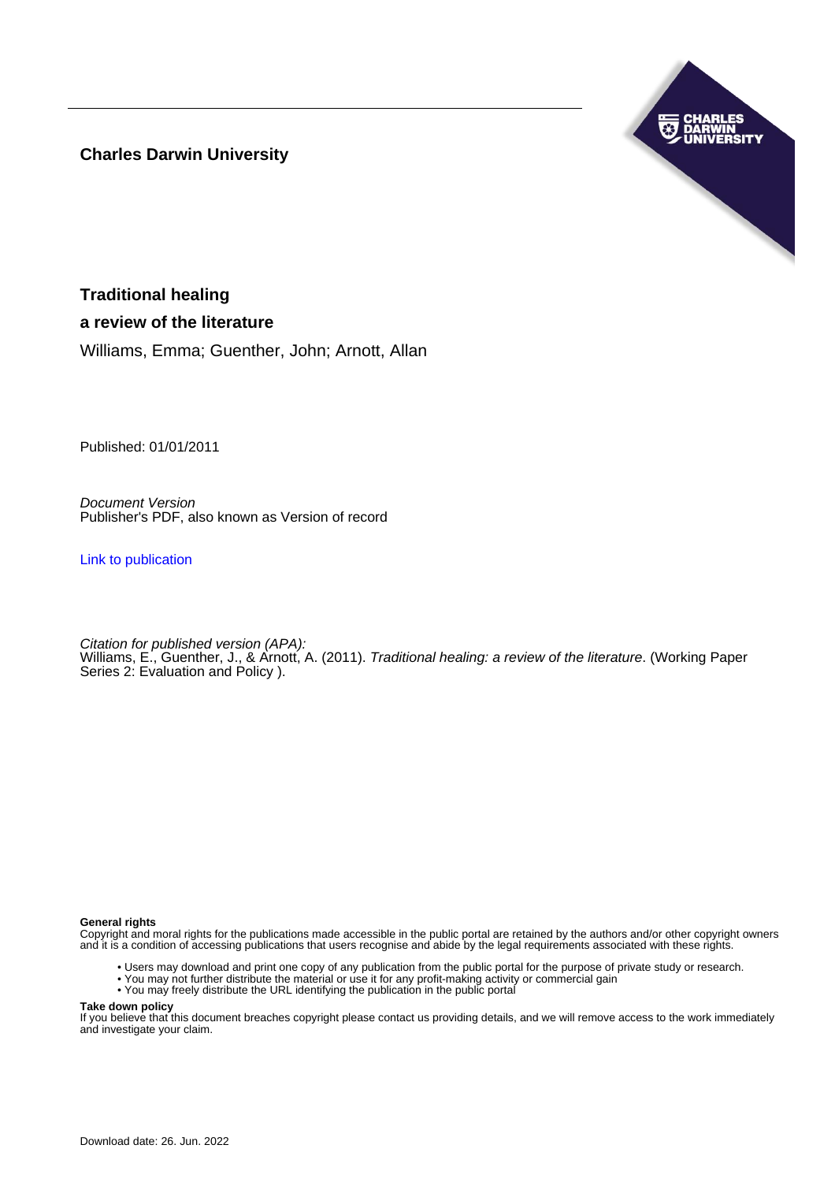**Charles Darwin University**

# Traditional healing

## a review of the literature

Williams, Emma; Guenther, John; Arnott, Allan

Published: 01/01/2011

*Document Version*
Publisher's PDF, also known as Version of record

Link to publication

*Citation for published version (APA):*
Williams, E., Guenther, J., & Arnott, A. (2011). *Traditional healing: a review of the literature*. (Working Paper Series 2: Evaluation and Policy ).

**General rights**
Copyright and moral rights for the publications made accessible in the public portal are retained by the authors and/or other copyright owners and it is a condition of accessing publications that users recognise and abide by the legal requirements associated with these rights.

- Users may download and print one copy of any publication from the public portal for the purpose of private study or research.
- You may not further distribute the material or use it for any profit-making activity or commercial gain
- You may freely distribute the URL identifying the publication in the public portal

**Take down policy**
If you believe that this document breaches copyright please contact us providing details, and we will remove access to the work immediately and investigate your claim.

Download date: 26. Jun. 2022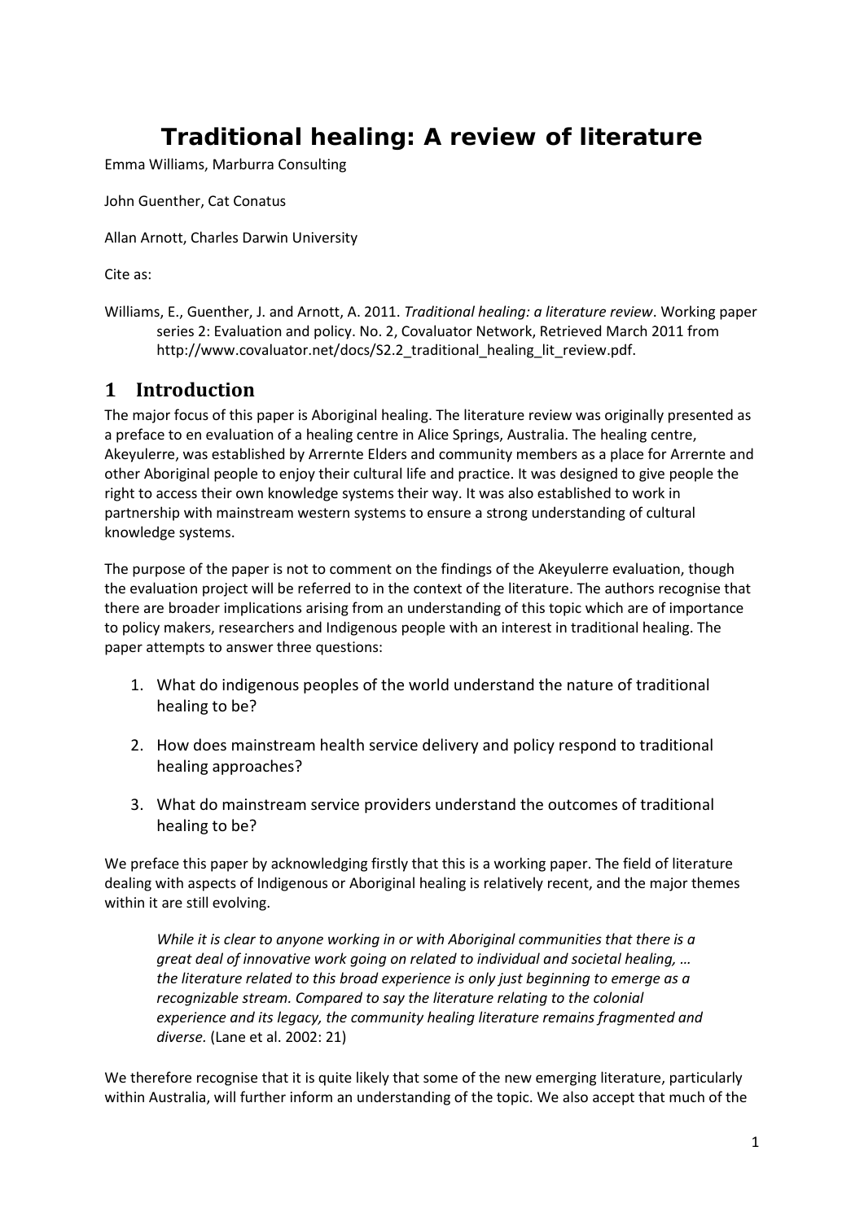# Traditional healing: A review of literature

Emma Williams, Marburra Consulting

John Guenther, Cat Conatus

Allan Arnott, Charles Darwin University

Cite as:

Williams, E., Guenther, J. and Arnott, A. 2011. *Traditional healing: a literature review*. Working paper series 2: Evaluation and policy. No. 2, Covaluator Network, Retrieved March 2011 from http://www.covaluator.net/docs/S2.2_traditional_healing_lit_review.pdf.

## 1 Introduction

The major focus of this paper is Aboriginal healing. The literature review was originally presented as a preface to en evaluation of a healing centre in Alice Springs, Australia. The healing centre, Akeyulerre, was established by Arrernte Elders and community members as a place for Arrernte and other Aboriginal people to enjoy their cultural life and practice. It was designed to give people the right to access their own knowledge systems their way. It was also established to work in partnership with mainstream western systems to ensure a strong understanding of cultural knowledge systems.

The purpose of the paper is not to comment on the findings of the Akeyulerre evaluation, though the evaluation project will be referred to in the context of the literature. The authors recognise that there are broader implications arising from an understanding of this topic which are of importance to policy makers, researchers and Indigenous people with an interest in traditional healing. The paper attempts to answer three questions:

1. What do indigenous peoples of the world understand the nature of traditional healing to be?
2. How does mainstream health service delivery and policy respond to traditional healing approaches?
3. What do mainstream service providers understand the outcomes of traditional healing to be?

We preface this paper by acknowledging firstly that this is a working paper. The field of literature dealing with aspects of Indigenous or Aboriginal healing is relatively recent, and the major themes within it are still evolving.

> *While it is clear to anyone working in or with Aboriginal communities that there is a great deal of innovative work going on related to individual and societal healing, … the literature related to this broad experience is only just beginning to emerge as a recognizable stream. Compared to say the literature relating to the colonial experience and its legacy, the community healing literature remains fragmented and diverse.* (Lane et al. 2002: 21)

We therefore recognise that it is quite likely that some of the new emerging literature, particularly within Australia, will further inform an understanding of the topic. We also accept that much of the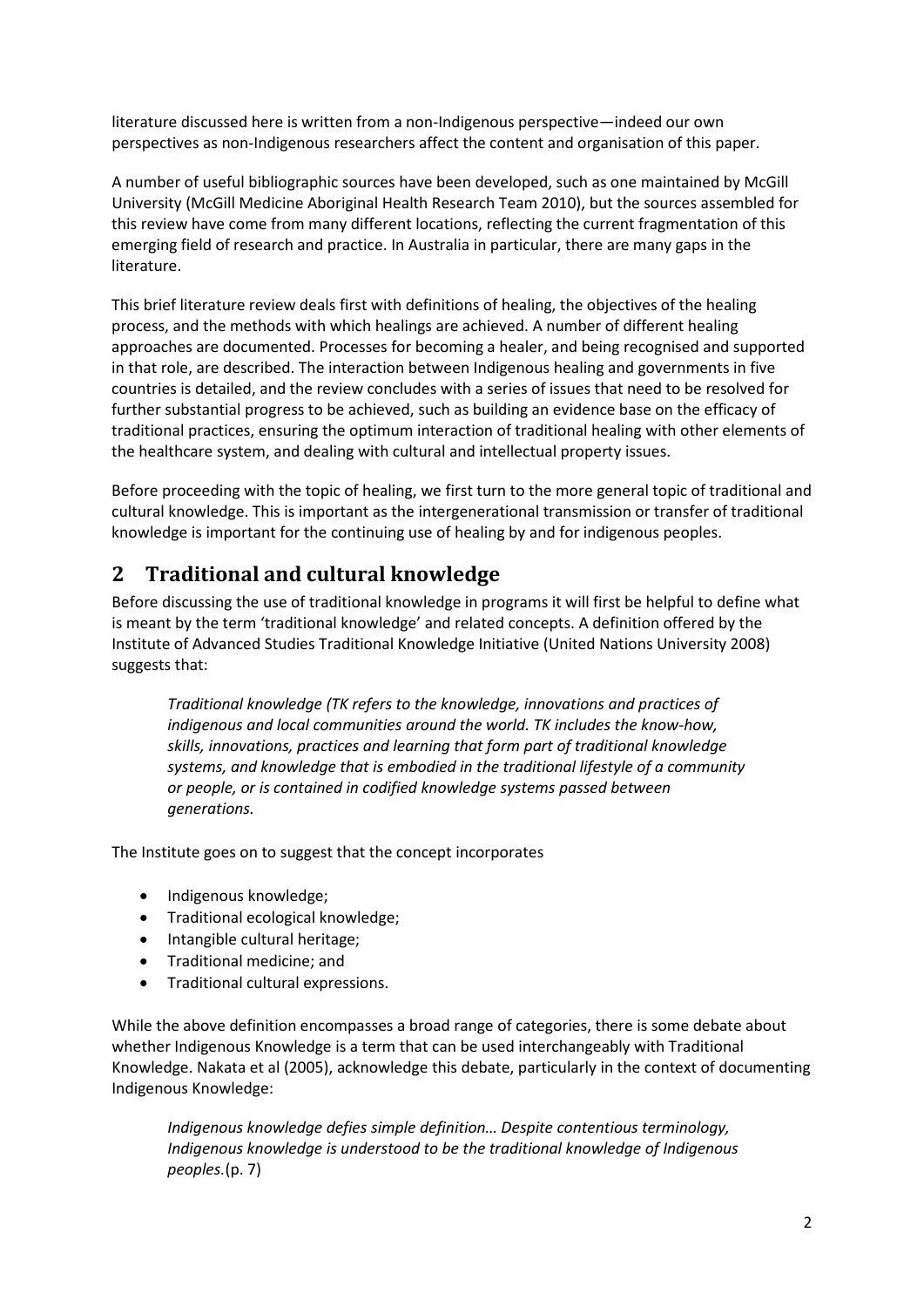literature discussed here is written from a non-Indigenous perspective—indeed our own perspectives as non-Indigenous researchers affect the content and organisation of this paper.

A number of useful bibliographic sources have been developed, such as one maintained by McGill University (McGill Medicine Aboriginal Health Research Team 2010), but the sources assembled for this review have come from many different locations, reflecting the current fragmentation of this emerging field of research and practice. In Australia in particular, there are many gaps in the literature.

This brief literature review deals first with definitions of healing, the objectives of the healing process, and the methods with which healings are achieved. A number of different healing approaches are documented. Processes for becoming a healer, and being recognised and supported in that role, are described. The interaction between Indigenous healing and governments in five countries is detailed, and the review concludes with a series of issues that need to be resolved for further substantial progress to be achieved, such as building an evidence base on the efficacy of traditional practices, ensuring the optimum interaction of traditional healing with other elements of the healthcare system, and dealing with cultural and intellectual property issues.

Before proceeding with the topic of healing, we first turn to the more general topic of traditional and cultural knowledge. This is important as the intergenerational transmission or transfer of traditional knowledge is important for the continuing use of healing by and for indigenous peoples.

## 2 Traditional and cultural knowledge

Before discussing the use of traditional knowledge in programs it will first be helpful to define what is meant by the term 'traditional knowledge' and related concepts. A definition offered by the Institute of Advanced Studies Traditional Knowledge Initiative (United Nations University 2008) suggests that:

> *Traditional knowledge (TK refers to the knowledge, innovations and practices of indigenous and local communities around the world. TK includes the know-how, skills, innovations, practices and learning that form part of traditional knowledge systems, and knowledge that is embodied in the traditional lifestyle of a community or people, or is contained in codified knowledge systems passed between generations.*

The Institute goes on to suggest that the concept incorporates

- Indigenous knowledge;
- Traditional ecological knowledge;
- Intangible cultural heritage;
- Traditional medicine; and
- Traditional cultural expressions.

While the above definition encompasses a broad range of categories, there is some debate about whether Indigenous Knowledge is a term that can be used interchangeably with Traditional Knowledge. Nakata et al (2005), acknowledge this debate, particularly in the context of documenting Indigenous Knowledge:

> *Indigenous knowledge defies simple definition… Despite contentious terminology, Indigenous knowledge is understood to be the traditional knowledge of Indigenous peoples.*(p. 7)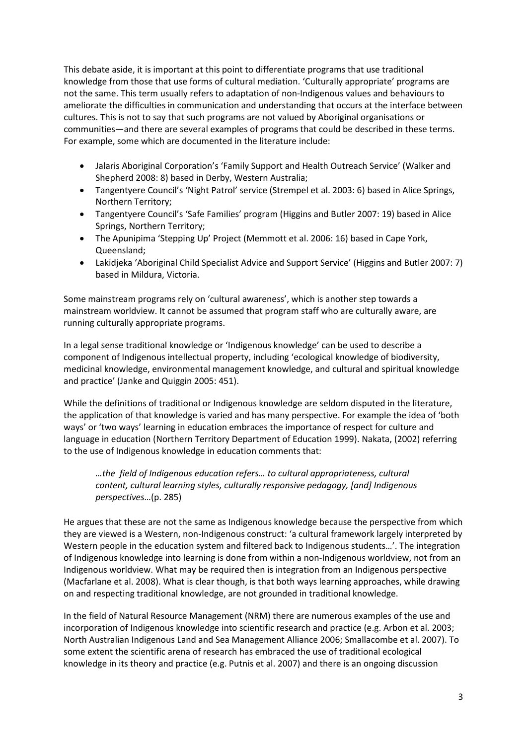This debate aside, it is important at this point to differentiate programs that use traditional knowledge from those that use forms of cultural mediation. 'Culturally appropriate' programs are not the same. This term usually refers to adaptation of non-Indigenous values and behaviours to ameliorate the difficulties in communication and understanding that occurs at the interface between cultures. This is not to say that such programs are not valued by Aboriginal organisations or communities—and there are several examples of programs that could be described in these terms. For example, some which are documented in the literature include:

- Jalaris Aboriginal Corporation's 'Family Support and Health Outreach Service' (Walker and Shepherd 2008: 8) based in Derby, Western Australia;
- Tangentyere Council's 'Night Patrol' service (Strempel et al. 2003: 6) based in Alice Springs, Northern Territory;
- Tangentyere Council's 'Safe Families' program (Higgins and Butler 2007: 19) based in Alice Springs, Northern Territory;
- The Apunipima 'Stepping Up' Project (Memmott et al. 2006: 16) based in Cape York, Queensland;
- Lakidjeka 'Aboriginal Child Specialist Advice and Support Service' (Higgins and Butler 2007: 7) based in Mildura, Victoria.

Some mainstream programs rely on 'cultural awareness', which is another step towards a mainstream worldview. It cannot be assumed that program staff who are culturally aware, are running culturally appropriate programs.

In a legal sense traditional knowledge or 'Indigenous knowledge' can be used to describe a component of Indigenous intellectual property, including 'ecological knowledge of biodiversity, medicinal knowledge, environmental management knowledge, and cultural and spiritual knowledge and practice' (Janke and Quiggin 2005: 451).

While the definitions of traditional or Indigenous knowledge are seldom disputed in the literature, the application of that knowledge is varied and has many perspective. For example the idea of 'both ways' or 'two ways' learning in education embraces the importance of respect for culture and language in education (Northern Territory Department of Education 1999). Nakata, (2002) referring to the use of Indigenous knowledge in education comments that:

> *…the field of Indigenous education refers… to cultural appropriateness, cultural content, cultural learning styles, culturally responsive pedagogy, [and] Indigenous perspectives*…(p. 285)

He argues that these are not the same as Indigenous knowledge because the perspective from which they are viewed is a Western, non-Indigenous construct: 'a cultural framework largely interpreted by Western people in the education system and filtered back to Indigenous students…'. The integration of Indigenous knowledge into learning is done from within a non-Indigenous worldview, not from an Indigenous worldview. What may be required then is integration from an Indigenous perspective (Macfarlane et al. 2008). What is clear though, is that both ways learning approaches, while drawing on and respecting traditional knowledge, are not grounded in traditional knowledge.

In the field of Natural Resource Management (NRM) there are numerous examples of the use and incorporation of Indigenous knowledge into scientific research and practice (e.g. Arbon et al. 2003; North Australian Indigenous Land and Sea Management Alliance 2006; Smallacombe et al. 2007). To some extent the scientific arena of research has embraced the use of traditional ecological knowledge in its theory and practice (e.g. Putnis et al. 2007) and there is an ongoing discussion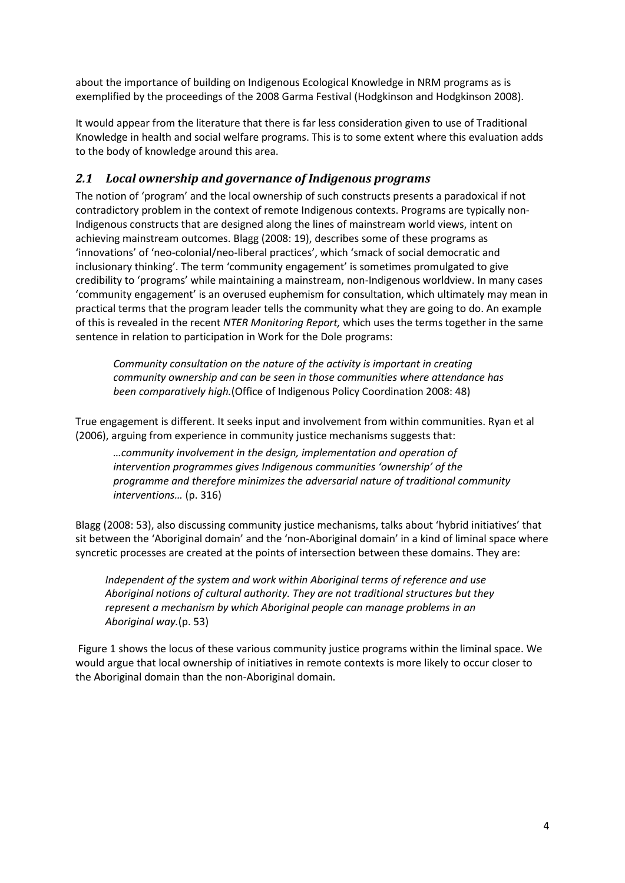about the importance of building on Indigenous Ecological Knowledge in NRM programs as is exemplified by the proceedings of the 2008 Garma Festival (Hodgkinson and Hodgkinson 2008).

It would appear from the literature that there is far less consideration given to use of Traditional Knowledge in health and social welfare programs. This is to some extent where this evaluation adds to the body of knowledge around this area.

## *2.1 Local ownership and governance of Indigenous programs*

The notion of 'program' and the local ownership of such constructs presents a paradoxical if not contradictory problem in the context of remote Indigenous contexts. Programs are typically non-Indigenous constructs that are designed along the lines of mainstream world views, intent on achieving mainstream outcomes. Blagg (2008: 19), describes some of these programs as 'innovations' of 'neo-colonial/neo-liberal practices', which 'smack of social democratic and inclusionary thinking'. The term 'community engagement' is sometimes promulgated to give credibility to 'programs' while maintaining a mainstream, non-Indigenous worldview. In many cases 'community engagement' is an overused euphemism for consultation, which ultimately may mean in practical terms that the program leader tells the community what they are going to do. An example of this is revealed in the recent *NTER Monitoring Report,* which uses the terms together in the same sentence in relation to participation in Work for the Dole programs:

> *Community consultation on the nature of the activity is important in creating community ownership and can be seen in those communities where attendance has been comparatively high.*(Office of Indigenous Policy Coordination 2008: 48)

True engagement is different. It seeks input and involvement from within communities. Ryan et al (2006), arguing from experience in community justice mechanisms suggests that:

> *…community involvement in the design, implementation and operation of intervention programmes gives Indigenous communities 'ownership' of the programme and therefore minimizes the adversarial nature of traditional community interventions…* (p. 316)

Blagg (2008: 53), also discussing community justice mechanisms, talks about 'hybrid initiatives' that sit between the 'Aboriginal domain' and the 'non-Aboriginal domain' in a kind of liminal space where syncretic processes are created at the points of intersection between these domains. They are:

> *Independent of the system and work within Aboriginal terms of reference and use Aboriginal notions of cultural authority. They are not traditional structures but they represent a mechanism by which Aboriginal people can manage problems in an Aboriginal way.*(p. 53)

Figure 1 shows the locus of these various community justice programs within the liminal space. We would argue that local ownership of initiatives in remote contexts is more likely to occur closer to the Aboriginal domain than the non-Aboriginal domain.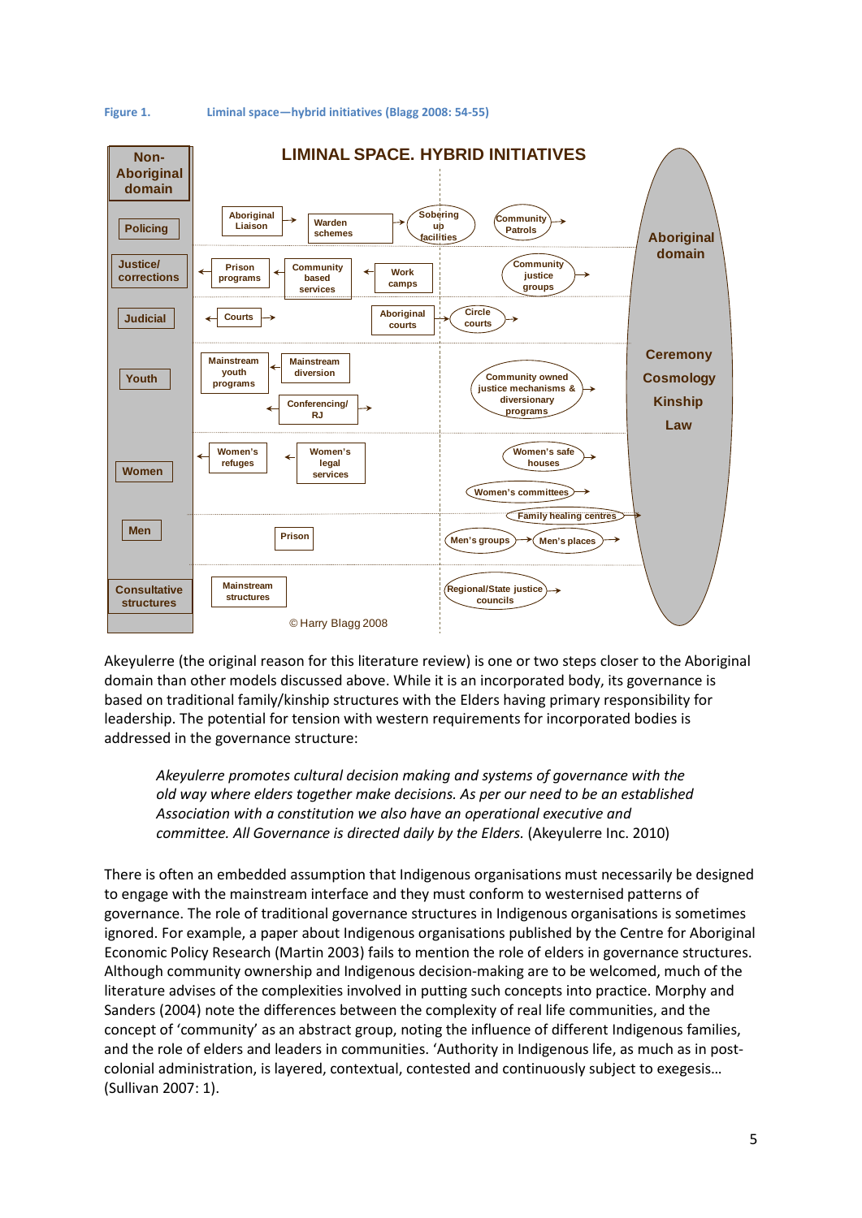**Figure 1.** Liminal space—hybrid initiatives (Blagg 2008: 54-55)

**LIMINAL SPACE. HYBRID INITIATIVES**

| Non-Aboriginal domain | Hybrid initiatives | Aboriginal domain |
|---|---|---|
| Policing | Aboriginal Liaison → Warden schemes → Sobering up facilities; Community Patrols → | Aboriginal domain |
| Justice/ corrections | ← Prison programs ← Community based services ← Work camps; Community justice groups → | |
| Judicial | ← Courts →; Aboriginal courts → Circle courts → | Ceremony |
| Youth | Mainstream youth programs ← Mainstream diversion; ← Conferencing/ RJ →; Community owned justice mechanisms & diversionary programs → | Cosmology |
| Women | ← Women's refuges ← Women's legal services; Women's safe houses →; Women's committees →; Family healing centres → | Kinship |
| Men | Prison; Men's groups → Men's places → | Law |
| Consultative structures | Mainstream structures; Regional/State justice councils → | |

© Harry Blagg 2008

Akeyulerre (the original reason for this literature review) is one or two steps closer to the Aboriginal domain than other models discussed above. While it is an incorporated body, its governance is based on traditional family/kinship structures with the Elders having primary responsibility for leadership. The potential for tension with western requirements for incorporated bodies is addressed in the governance structure:

> *Akeyulerre promotes cultural decision making and systems of governance with the old way where elders together make decisions. As per our need to be an established Association with a constitution we also have an operational executive and committee. All Governance is directed daily by the Elders.* (Akeyulerre Inc. 2010)

There is often an embedded assumption that Indigenous organisations must necessarily be designed to engage with the mainstream interface and they must conform to westernised patterns of governance. The role of traditional governance structures in Indigenous organisations is sometimes ignored. For example, a paper about Indigenous organisations published by the Centre for Aboriginal Economic Policy Research (Martin 2003) fails to mention the role of elders in governance structures. Although community ownership and Indigenous decision-making are to be welcomed, much of the literature advises of the complexities involved in putting such concepts into practice. Morphy and Sanders (2004) note the differences between the complexity of real life communities, and the concept of 'community' as an abstract group, noting the influence of different Indigenous families, and the role of elders and leaders in communities. 'Authority in Indigenous life, as much as in post-colonial administration, is layered, contextual, contested and continuously subject to exegesis… (Sullivan 2007: 1).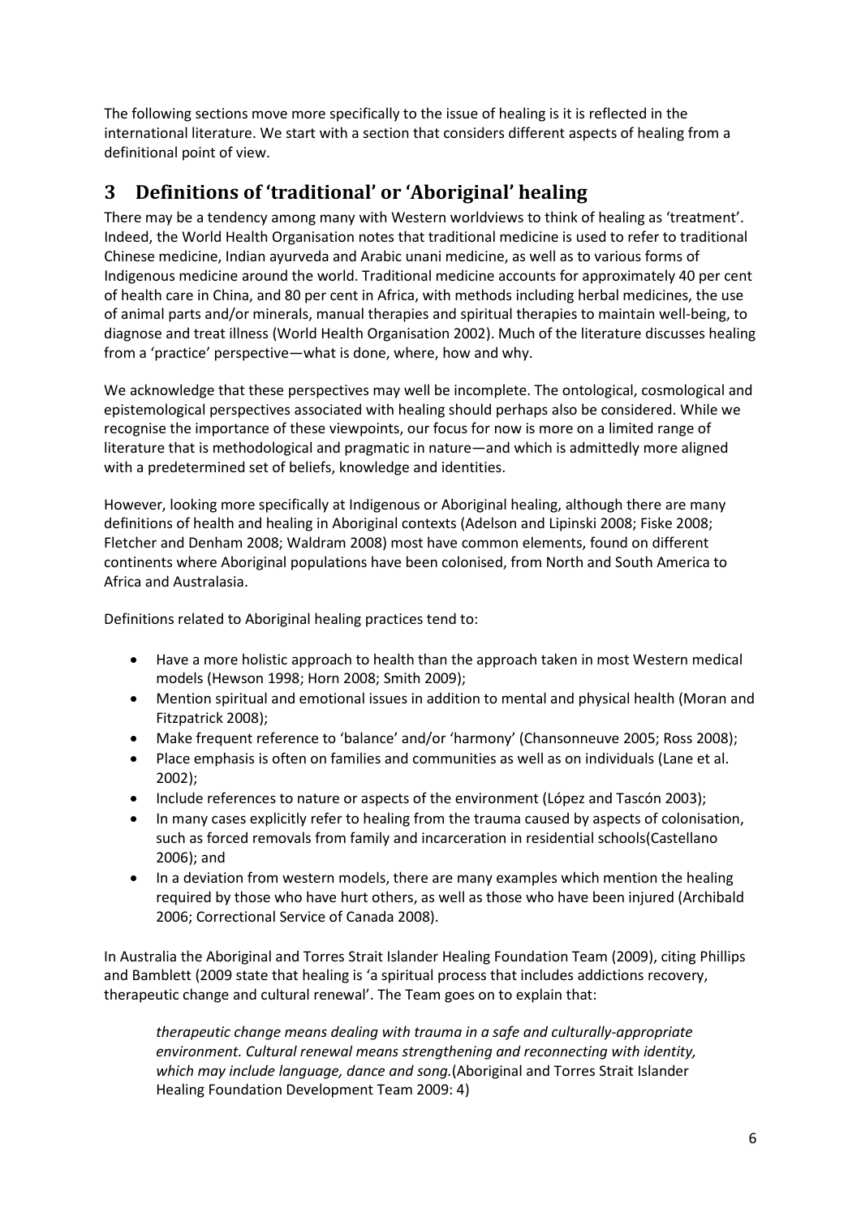The following sections move more specifically to the issue of healing is it is reflected in the international literature. We start with a section that considers different aspects of healing from a definitional point of view.

# 3 Definitions of 'traditional' or 'Aboriginal' healing

There may be a tendency among many with Western worldviews to think of healing as 'treatment'. Indeed, the World Health Organisation notes that traditional medicine is used to refer to traditional Chinese medicine, Indian ayurveda and Arabic unani medicine, as well as to various forms of Indigenous medicine around the world. Traditional medicine accounts for approximately 40 per cent of health care in China, and 80 per cent in Africa, with methods including herbal medicines, the use of animal parts and/or minerals, manual therapies and spiritual therapies to maintain well-being, to diagnose and treat illness (World Health Organisation 2002). Much of the literature discusses healing from a 'practice' perspective—what is done, where, how and why.

We acknowledge that these perspectives may well be incomplete. The ontological, cosmological and epistemological perspectives associated with healing should perhaps also be considered. While we recognise the importance of these viewpoints, our focus for now is more on a limited range of literature that is methodological and pragmatic in nature—and which is admittedly more aligned with a predetermined set of beliefs, knowledge and identities.

However, looking more specifically at Indigenous or Aboriginal healing, although there are many definitions of health and healing in Aboriginal contexts (Adelson and Lipinski 2008; Fiske 2008; Fletcher and Denham 2008; Waldram 2008) most have common elements, found on different continents where Aboriginal populations have been colonised, from North and South America to Africa and Australasia.

Definitions related to Aboriginal healing practices tend to:

- Have a more holistic approach to health than the approach taken in most Western medical models (Hewson 1998; Horn 2008; Smith 2009);
- Mention spiritual and emotional issues in addition to mental and physical health (Moran and Fitzpatrick 2008);
- Make frequent reference to 'balance' and/or 'harmony' (Chansonneuve 2005; Ross 2008);
- Place emphasis is often on families and communities as well as on individuals (Lane et al. 2002);
- Include references to nature or aspects of the environment (López and Tascón 2003);
- In many cases explicitly refer to healing from the trauma caused by aspects of colonisation, such as forced removals from family and incarceration in residential schools(Castellano 2006); and
- In a deviation from western models, there are many examples which mention the healing required by those who have hurt others, as well as those who have been injured (Archibald 2006; Correctional Service of Canada 2008).

In Australia the Aboriginal and Torres Strait Islander Healing Foundation Team (2009), citing Phillips and Bamblett (2009 state that healing is 'a spiritual process that includes addictions recovery, therapeutic change and cultural renewal'. The Team goes on to explain that:

> *therapeutic change means dealing with trauma in a safe and culturally-appropriate environment. Cultural renewal means strengthening and reconnecting with identity, which may include language, dance and song.*(Aboriginal and Torres Strait Islander Healing Foundation Development Team 2009: 4)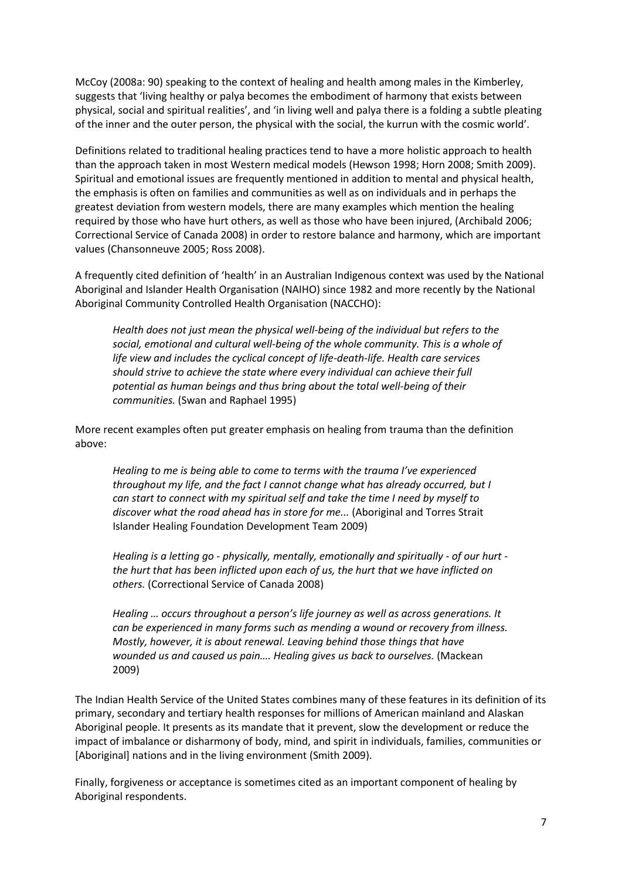McCoy (2008a: 90) speaking to the context of healing and health among males in the Kimberley, suggests that 'living healthy or palya becomes the embodiment of harmony that exists between physical, social and spiritual realities', and 'in living well and palya there is a folding a subtle pleating of the inner and the outer person, the physical with the social, the kurrun with the cosmic world'.

Definitions related to traditional healing practices tend to have a more holistic approach to health than the approach taken in most Western medical models (Hewson 1998; Horn 2008; Smith 2009). Spiritual and emotional issues are frequently mentioned in addition to mental and physical health, the emphasis is often on families and communities as well as on individuals and in perhaps the greatest deviation from western models, there are many examples which mention the healing required by those who have hurt others, as well as those who have been injured, (Archibald 2006; Correctional Service of Canada 2008) in order to restore balance and harmony, which are important values (Chansonneuve 2005; Ross 2008).

A frequently cited definition of 'health' in an Australian Indigenous context was used by the National Aboriginal and Islander Health Organisation (NAIHO) since 1982 and more recently by the National Aboriginal Community Controlled Health Organisation (NACCHO):

> *Health does not just mean the physical well-being of the individual but refers to the social, emotional and cultural well-being of the whole community. This is a whole of life view and includes the cyclical concept of life-death-life. Health care services should strive to achieve the state where every individual can achieve their full potential as human beings and thus bring about the total well-being of their communities.* (Swan and Raphael 1995)

More recent examples often put greater emphasis on healing from trauma than the definition above:

> *Healing to me is being able to come to terms with the trauma I've experienced throughout my life, and the fact I cannot change what has already occurred, but I can start to connect with my spiritual self and take the time I need by myself to discover what the road ahead has in store for me...* (Aboriginal and Torres Strait Islander Healing Foundation Development Team 2009)

> *Healing is a letting go - physically, mentally, emotionally and spiritually - of our hurt - the hurt that has been inflicted upon each of us, the hurt that we have inflicted on others.* (Correctional Service of Canada 2008)

> *Healing … occurs throughout a person's life journey as well as across generations. It can be experienced in many forms such as mending a wound or recovery from illness. Mostly, however, it is about renewal. Leaving behind those things that have wounded us and caused us pain…. Healing gives us back to ourselves.* (Mackean 2009)

The Indian Health Service of the United States combines many of these features in its definition of its primary, secondary and tertiary health responses for millions of American mainland and Alaskan Aboriginal people. It presents as its mandate that it prevent, slow the development or reduce the impact of imbalance or disharmony of body, mind, and spirit in individuals, families, communities or [Aboriginal] nations and in the living environment (Smith 2009).

Finally, forgiveness or acceptance is sometimes cited as an important component of healing by Aboriginal respondents.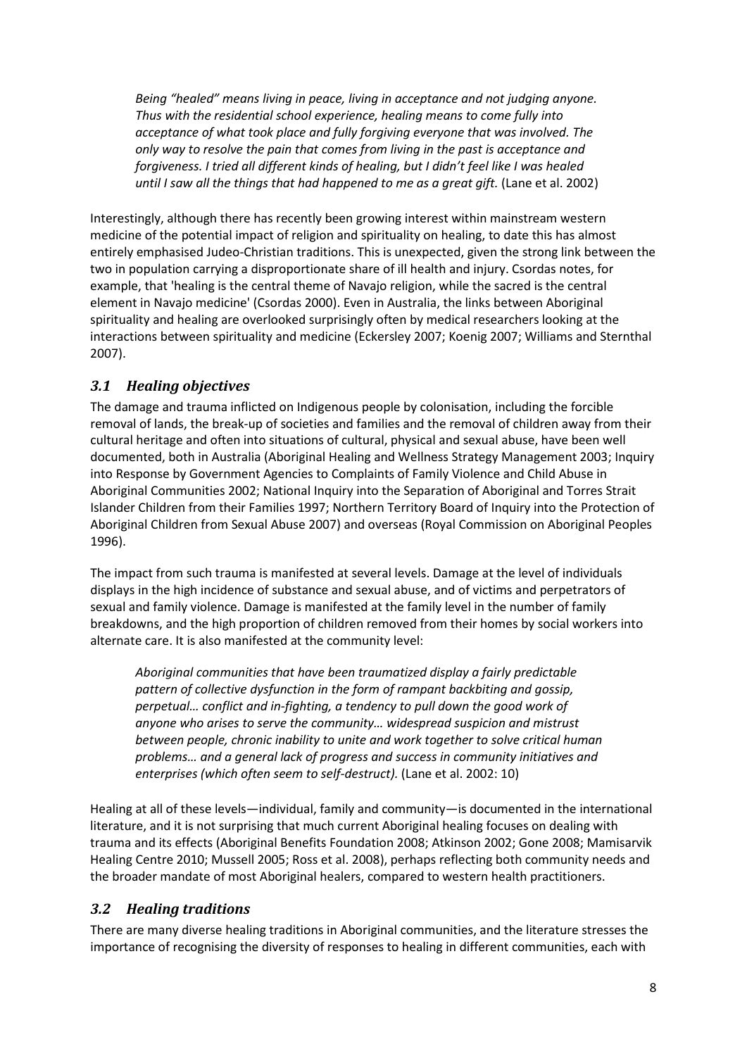> *Being "healed" means living in peace, living in acceptance and not judging anyone. Thus with the residential school experience, healing means to come fully into acceptance of what took place and fully forgiving everyone that was involved. The only way to resolve the pain that comes from living in the past is acceptance and forgiveness. I tried all different kinds of healing, but I didn't feel like I was healed until I saw all the things that had happened to me as a great gift.* (Lane et al. 2002)

Interestingly, although there has recently been growing interest within mainstream western medicine of the potential impact of religion and spirituality on healing, to date this has almost entirely emphasised Judeo-Christian traditions. This is unexpected, given the strong link between the two in population carrying a disproportionate share of ill health and injury. Csordas notes, for example, that 'healing is the central theme of Navajo religion, while the sacred is the central element in Navajo medicine' (Csordas 2000). Even in Australia, the links between Aboriginal spirituality and healing are overlooked surprisingly often by medical researchers looking at the interactions between spirituality and medicine (Eckersley 2007; Koenig 2007; Williams and Sternthal 2007).

## *3.1 Healing objectives*

The damage and trauma inflicted on Indigenous people by colonisation, including the forcible removal of lands, the break-up of societies and families and the removal of children away from their cultural heritage and often into situations of cultural, physical and sexual abuse, have been well documented, both in Australia (Aboriginal Healing and Wellness Strategy Management 2003; Inquiry into Response by Government Agencies to Complaints of Family Violence and Child Abuse in Aboriginal Communities 2002; National Inquiry into the Separation of Aboriginal and Torres Strait Islander Children from their Families 1997; Northern Territory Board of Inquiry into the Protection of Aboriginal Children from Sexual Abuse 2007) and overseas (Royal Commission on Aboriginal Peoples 1996).

The impact from such trauma is manifested at several levels. Damage at the level of individuals displays in the high incidence of substance and sexual abuse, and of victims and perpetrators of sexual and family violence. Damage is manifested at the family level in the number of family breakdowns, and the high proportion of children removed from their homes by social workers into alternate care. It is also manifested at the community level:

> *Aboriginal communities that have been traumatized display a fairly predictable pattern of collective dysfunction in the form of rampant backbiting and gossip, perpetual… conflict and in-fighting, a tendency to pull down the good work of anyone who arises to serve the community… widespread suspicion and mistrust between people, chronic inability to unite and work together to solve critical human problems… and a general lack of progress and success in community initiatives and enterprises (which often seem to self-destruct).* (Lane et al. 2002: 10)

Healing at all of these levels—individual, family and community—is documented in the international literature, and it is not surprising that much current Aboriginal healing focuses on dealing with trauma and its effects (Aboriginal Benefits Foundation 2008; Atkinson 2002; Gone 2008; Mamisarvik Healing Centre 2010; Mussell 2005; Ross et al. 2008), perhaps reflecting both community needs and the broader mandate of most Aboriginal healers, compared to western health practitioners.

## *3.2 Healing traditions*

There are many diverse healing traditions in Aboriginal communities, and the literature stresses the importance of recognising the diversity of responses to healing in different communities, each with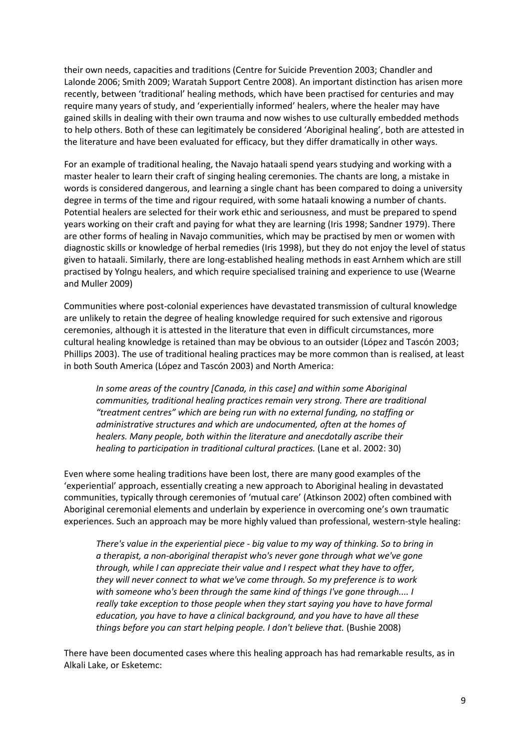their own needs, capacities and traditions (Centre for Suicide Prevention 2003; Chandler and Lalonde 2006; Smith 2009; Waratah Support Centre 2008). An important distinction has arisen more recently, between 'traditional' healing methods, which have been practised for centuries and may require many years of study, and 'experientially informed' healers, where the healer may have gained skills in dealing with their own trauma and now wishes to use culturally embedded methods to help others. Both of these can legitimately be considered 'Aboriginal healing', both are attested in the literature and have been evaluated for efficacy, but they differ dramatically in other ways.

For an example of traditional healing, the Navajo hataali spend years studying and working with a master healer to learn their craft of singing healing ceremonies. The chants are long, a mistake in words is considered dangerous, and learning a single chant has been compared to doing a university degree in terms of the time and rigour required, with some hataali knowing a number of chants. Potential healers are selected for their work ethic and seriousness, and must be prepared to spend years working on their craft and paying for what they are learning (Iris 1998; Sandner 1979). There are other forms of healing in Navajo communities, which may be practised by men or women with diagnostic skills or knowledge of herbal remedies (Iris 1998), but they do not enjoy the level of status given to hataali. Similarly, there are long-established healing methods in east Arnhem which are still practised by Yolngu healers, and which require specialised training and experience to use (Wearne and Muller 2009)

Communities where post-colonial experiences have devastated transmission of cultural knowledge are unlikely to retain the degree of healing knowledge required for such extensive and rigorous ceremonies, although it is attested in the literature that even in difficult circumstances, more cultural healing knowledge is retained than may be obvious to an outsider (López and Tascón 2003; Phillips 2003). The use of traditional healing practices may be more common than is realised, at least in both South America (López and Tascón 2003) and North America:

> *In some areas of the country [Canada, in this case] and within some Aboriginal communities, traditional healing practices remain very strong. There are traditional "treatment centres" which are being run with no external funding, no staffing or administrative structures and which are undocumented, often at the homes of healers. Many people, both within the literature and anecdotally ascribe their healing to participation in traditional cultural practices.* (Lane et al. 2002: 30)

Even where some healing traditions have been lost, there are many good examples of the 'experiential' approach, essentially creating a new approach to Aboriginal healing in devastated communities, typically through ceremonies of 'mutual care' (Atkinson 2002) often combined with Aboriginal ceremonial elements and underlain by experience in overcoming one's own traumatic experiences. Such an approach may be more highly valued than professional, western-style healing:

> *There's value in the experiential piece - big value to my way of thinking. So to bring in a therapist, a non-aboriginal therapist who's never gone through what we've gone through, while I can appreciate their value and I respect what they have to offer, they will never connect to what we've come through. So my preference is to work with someone who's been through the same kind of things I've gone through.... I really take exception to those people when they start saying you have to have formal education, you have to have a clinical background, and you have to have all these things before you can start helping people. I don't believe that.* (Bushie 2008)

There have been documented cases where this healing approach has had remarkable results, as in Alkali Lake, or Esketemc: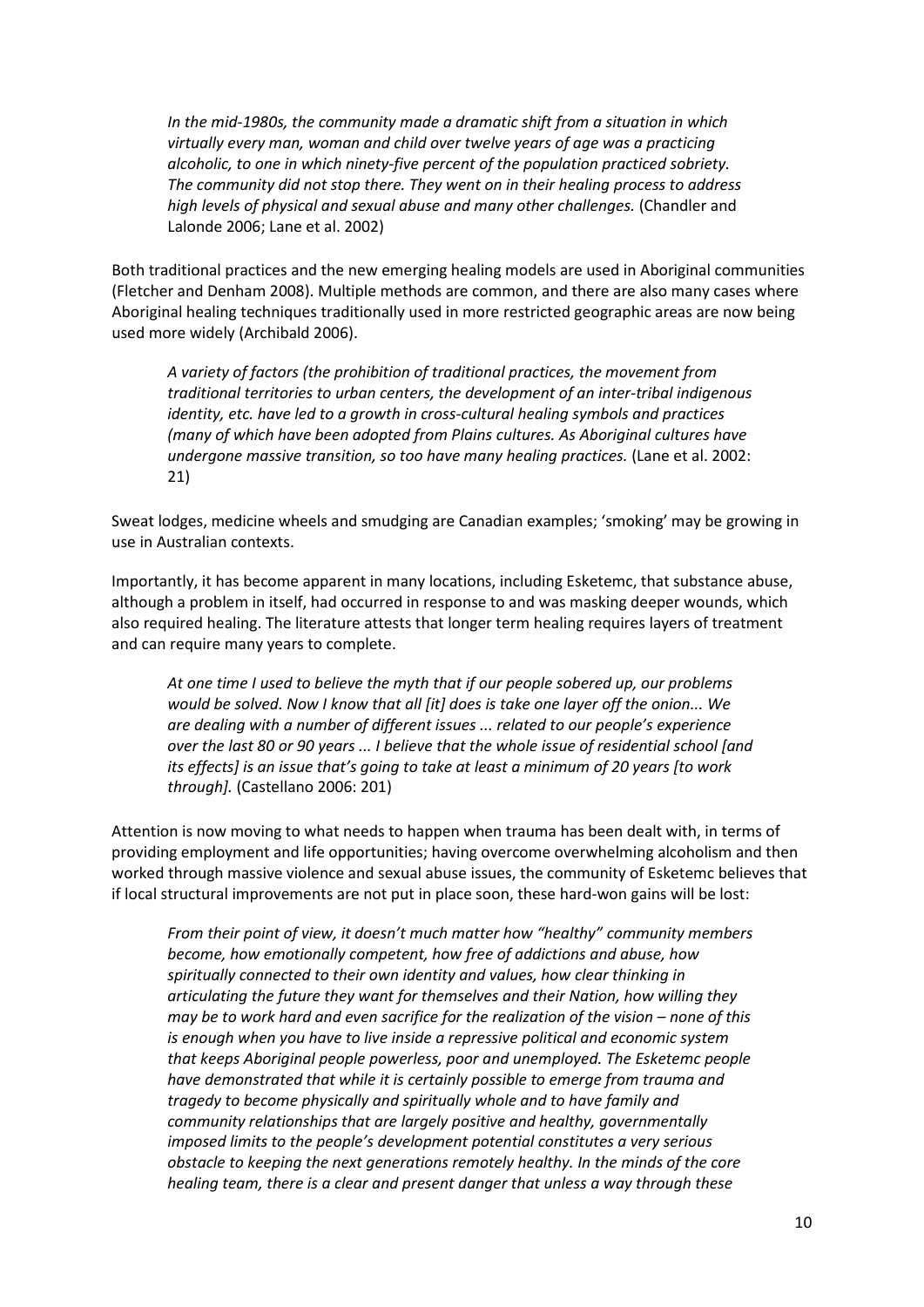*In the mid-1980s, the community made a dramatic shift from a situation in which virtually every man, woman and child over twelve years of age was a practicing alcoholic, to one in which ninety-five percent of the population practiced sobriety. The community did not stop there. They went on in their healing process to address high levels of physical and sexual abuse and many other challenges.* (Chandler and Lalonde 2006; Lane et al. 2002)

Both traditional practices and the new emerging healing models are used in Aboriginal communities (Fletcher and Denham 2008). Multiple methods are common, and there are also many cases where Aboriginal healing techniques traditionally used in more restricted geographic areas are now being used more widely (Archibald 2006).

*A variety of factors (the prohibition of traditional practices, the movement from traditional territories to urban centers, the development of an inter-tribal indigenous identity, etc. have led to a growth in cross-cultural healing symbols and practices (many of which have been adopted from Plains cultures. As Aboriginal cultures have undergone massive transition, so too have many healing practices.* (Lane et al. 2002: 21)

Sweat lodges, medicine wheels and smudging are Canadian examples; 'smoking' may be growing in use in Australian contexts.

Importantly, it has become apparent in many locations, including Esketemc, that substance abuse, although a problem in itself, had occurred in response to and was masking deeper wounds, which also required healing. The literature attests that longer term healing requires layers of treatment and can require many years to complete.

*At one time I used to believe the myth that if our people sobered up, our problems would be solved. Now I know that all [it] does is take one layer off the onion... We are dealing with a number of different issues ... related to our people's experience over the last 80 or 90 years ... I believe that the whole issue of residential school [and its effects] is an issue that's going to take at least a minimum of 20 years [to work through].* (Castellano 2006: 201)

Attention is now moving to what needs to happen when trauma has been dealt with, in terms of providing employment and life opportunities; having overcome overwhelming alcoholism and then worked through massive violence and sexual abuse issues, the community of Esketemc believes that if local structural improvements are not put in place soon, these hard-won gains will be lost:

*From their point of view, it doesn't much matter how "healthy" community members become, how emotionally competent, how free of addictions and abuse, how spiritually connected to their own identity and values, how clear thinking in articulating the future they want for themselves and their Nation, how willing they may be to work hard and even sacrifice for the realization of the vision – none of this is enough when you have to live inside a repressive political and economic system that keeps Aboriginal people powerless, poor and unemployed. The Esketemc people have demonstrated that while it is certainly possible to emerge from trauma and tragedy to become physically and spiritually whole and to have family and community relationships that are largely positive and healthy, governmentally imposed limits to the people's development potential constitutes a very serious obstacle to keeping the next generations remotely healthy. In the minds of the core healing team, there is a clear and present danger that unless a way through these*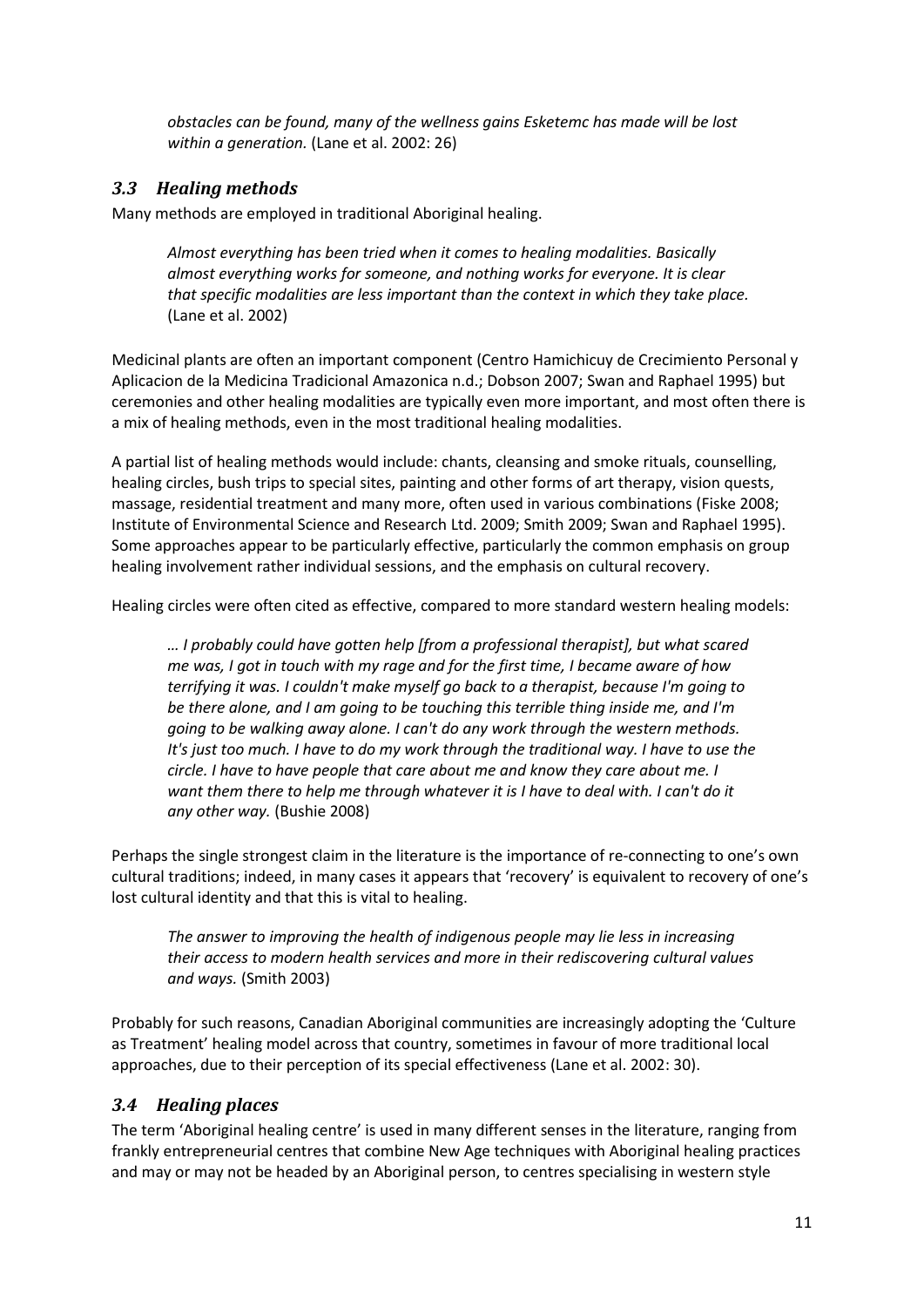> *obstacles can be found, many of the wellness gains Esketemc has made will be lost within a generation.* (Lane et al. 2002: 26)

### *3.3 Healing methods*

Many methods are employed in traditional Aboriginal healing.

> *Almost everything has been tried when it comes to healing modalities. Basically almost everything works for someone, and nothing works for everyone. It is clear that specific modalities are less important than the context in which they take place.* (Lane et al. 2002)

Medicinal plants are often an important component (Centro Hamichicuy de Crecimiento Personal y Aplicacion de la Medicina Tradicional Amazonica n.d.; Dobson 2007; Swan and Raphael 1995) but ceremonies and other healing modalities are typically even more important, and most often there is a mix of healing methods, even in the most traditional healing modalities.

A partial list of healing methods would include: chants, cleansing and smoke rituals, counselling, healing circles, bush trips to special sites, painting and other forms of art therapy, vision quests, massage, residential treatment and many more, often used in various combinations (Fiske 2008; Institute of Environmental Science and Research Ltd. 2009; Smith 2009; Swan and Raphael 1995). Some approaches appear to be particularly effective, particularly the common emphasis on group healing involvement rather individual sessions, and the emphasis on cultural recovery.

Healing circles were often cited as effective, compared to more standard western healing models:

> *… I probably could have gotten help [from a professional therapist], but what scared me was, I got in touch with my rage and for the first time, I became aware of how terrifying it was. I couldn't make myself go back to a therapist, because I'm going to be there alone, and I am going to be touching this terrible thing inside me, and I'm going to be walking away alone. I can't do any work through the western methods. It's just too much. I have to do my work through the traditional way. I have to use the circle. I have to have people that care about me and know they care about me. I want them there to help me through whatever it is I have to deal with. I can't do it any other way.* (Bushie 2008)

Perhaps the single strongest claim in the literature is the importance of re-connecting to one's own cultural traditions; indeed, in many cases it appears that 'recovery' is equivalent to recovery of one's lost cultural identity and that this is vital to healing.

> *The answer to improving the health of indigenous people may lie less in increasing their access to modern health services and more in their rediscovering cultural values and ways.* (Smith 2003)

Probably for such reasons, Canadian Aboriginal communities are increasingly adopting the 'Culture as Treatment' healing model across that country, sometimes in favour of more traditional local approaches, due to their perception of its special effectiveness (Lane et al. 2002: 30).

### *3.4 Healing places*

The term 'Aboriginal healing centre' is used in many different senses in the literature, ranging from frankly entrepreneurial centres that combine New Age techniques with Aboriginal healing practices and may or may not be headed by an Aboriginal person, to centres specialising in western style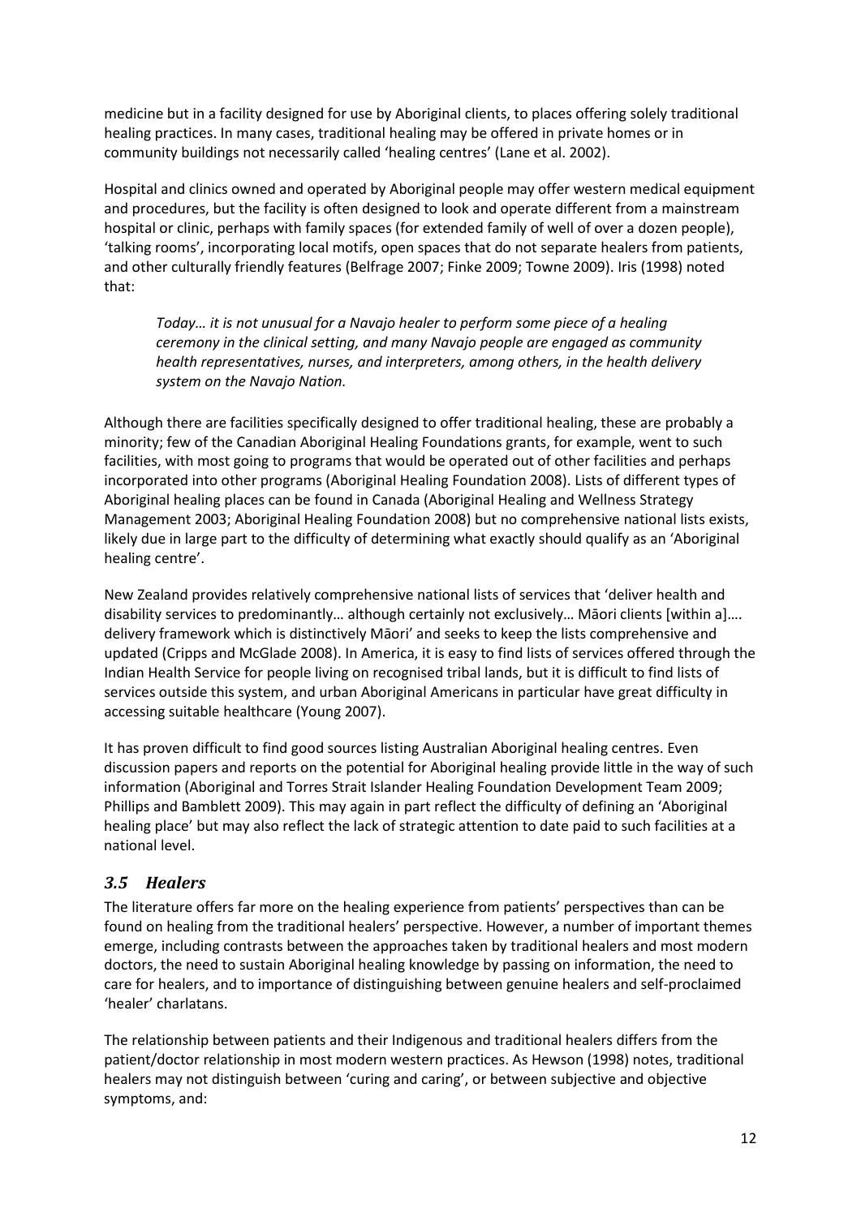medicine but in a facility designed for use by Aboriginal clients, to places offering solely traditional healing practices. In many cases, traditional healing may be offered in private homes or in community buildings not necessarily called 'healing centres' (Lane et al. 2002).

Hospital and clinics owned and operated by Aboriginal people may offer western medical equipment and procedures, but the facility is often designed to look and operate different from a mainstream hospital or clinic, perhaps with family spaces (for extended family of well of over a dozen people), 'talking rooms', incorporating local motifs, open spaces that do not separate healers from patients, and other culturally friendly features (Belfrage 2007; Finke 2009; Towne 2009). Iris (1998) noted that:

> *Today… it is not unusual for a Navajo healer to perform some piece of a healing ceremony in the clinical setting, and many Navajo people are engaged as community health representatives, nurses, and interpreters, among others, in the health delivery system on the Navajo Nation.*

Although there are facilities specifically designed to offer traditional healing, these are probably a minority; few of the Canadian Aboriginal Healing Foundations grants, for example, went to such facilities, with most going to programs that would be operated out of other facilities and perhaps incorporated into other programs (Aboriginal Healing Foundation 2008). Lists of different types of Aboriginal healing places can be found in Canada (Aboriginal Healing and Wellness Strategy Management 2003; Aboriginal Healing Foundation 2008) but no comprehensive national lists exists, likely due in large part to the difficulty of determining what exactly should qualify as an 'Aboriginal healing centre'.

New Zealand provides relatively comprehensive national lists of services that 'deliver health and disability services to predominantly… although certainly not exclusively… Māori clients [within a]…. delivery framework which is distinctively Māori' and seeks to keep the lists comprehensive and updated (Cripps and McGlade 2008). In America, it is easy to find lists of services offered through the Indian Health Service for people living on recognised tribal lands, but it is difficult to find lists of services outside this system, and urban Aboriginal Americans in particular have great difficulty in accessing suitable healthcare (Young 2007).

It has proven difficult to find good sources listing Australian Aboriginal healing centres. Even discussion papers and reports on the potential for Aboriginal healing provide little in the way of such information (Aboriginal and Torres Strait Islander Healing Foundation Development Team 2009; Phillips and Bamblett 2009). This may again in part reflect the difficulty of defining an 'Aboriginal healing place' but may also reflect the lack of strategic attention to date paid to such facilities at a national level.

## *3.5 Healers*

The literature offers far more on the healing experience from patients' perspectives than can be found on healing from the traditional healers' perspective. However, a number of important themes emerge, including contrasts between the approaches taken by traditional healers and most modern doctors, the need to sustain Aboriginal healing knowledge by passing on information, the need to care for healers, and to importance of distinguishing between genuine healers and self-proclaimed 'healer' charlatans.

The relationship between patients and their Indigenous and traditional healers differs from the patient/doctor relationship in most modern western practices. As Hewson (1998) notes, traditional healers may not distinguish between 'curing and caring', or between subjective and objective symptoms, and: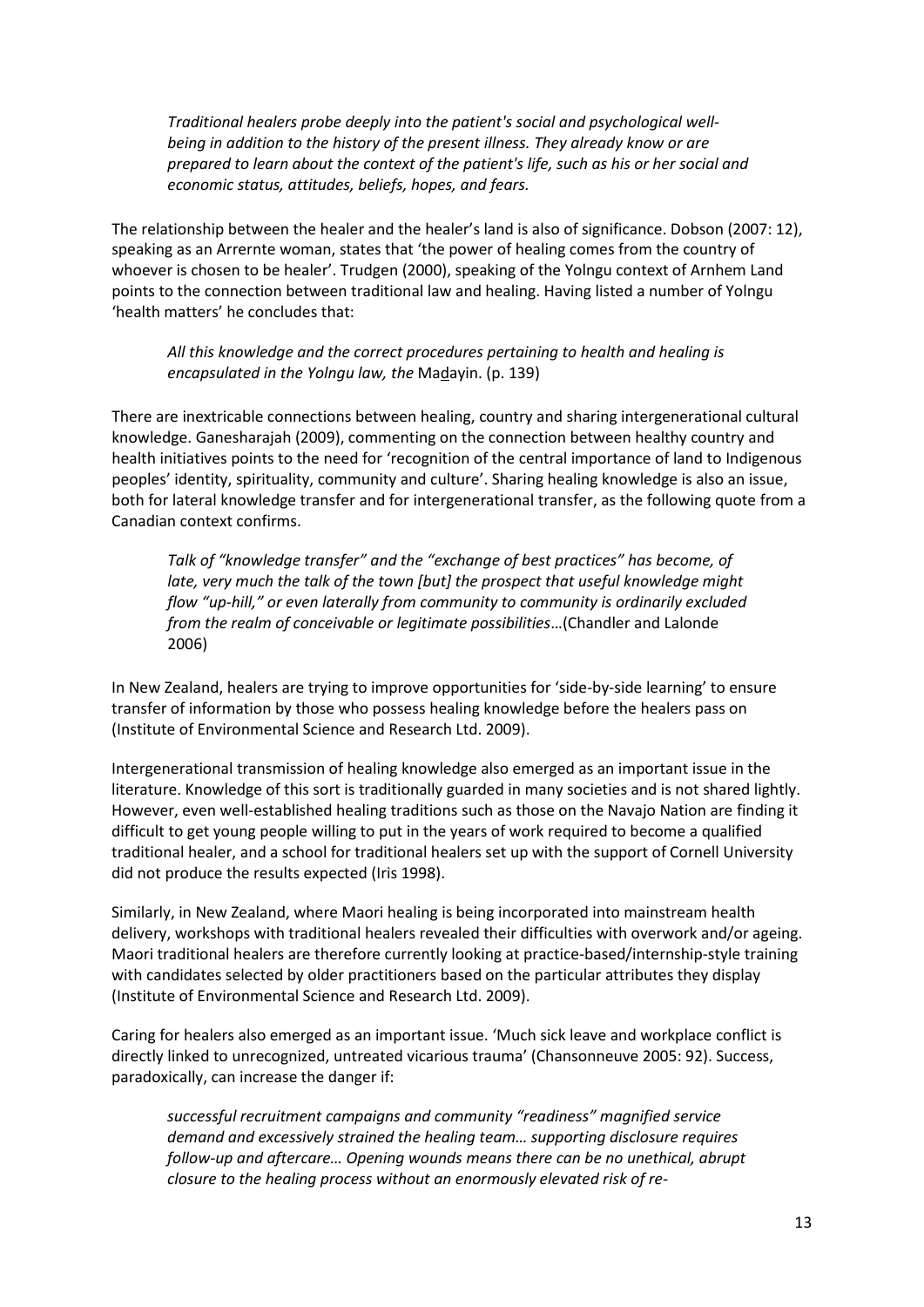> *Traditional healers probe deeply into the patient's social and psychological well-being in addition to the history of the present illness. They already know or are prepared to learn about the context of the patient's life, such as his or her social and economic status, attitudes, beliefs, hopes, and fears.*

The relationship between the healer and the healer's land is also of significance. Dobson (2007: 12), speaking as an Arrernte woman, states that 'the power of healing comes from the country of whoever is chosen to be healer'. Trudgen (2000), speaking of the Yolngu context of Arnhem Land points to the connection between traditional law and healing. Having listed a number of Yolngu 'health matters' he concludes that:

> *All this knowledge and the correct procedures pertaining to health and healing is encapsulated in the Yolngu law, the* Ma<u>d</u>ayin. (p. 139)

There are inextricable connections between healing, country and sharing intergenerational cultural knowledge. Ganesharajah (2009), commenting on the connection between healthy country and health initiatives points to the need for 'recognition of the central importance of land to Indigenous peoples' identity, spirituality, community and culture'. Sharing healing knowledge is also an issue, both for lateral knowledge transfer and for intergenerational transfer, as the following quote from a Canadian context confirms.

> *Talk of "knowledge transfer" and the "exchange of best practices" has become, of late, very much the talk of the town [but] the prospect that useful knowledge might flow "up-hill," or even laterally from community to community is ordinarily excluded from the realm of conceivable or legitimate possibilities*…(Chandler and Lalonde 2006)

In New Zealand, healers are trying to improve opportunities for 'side-by-side learning' to ensure transfer of information by those who possess healing knowledge before the healers pass on (Institute of Environmental Science and Research Ltd. 2009).

Intergenerational transmission of healing knowledge also emerged as an important issue in the literature. Knowledge of this sort is traditionally guarded in many societies and is not shared lightly. However, even well-established healing traditions such as those on the Navajo Nation are finding it difficult to get young people willing to put in the years of work required to become a qualified traditional healer, and a school for traditional healers set up with the support of Cornell University did not produce the results expected (Iris 1998).

Similarly, in New Zealand, where Maori healing is being incorporated into mainstream health delivery, workshops with traditional healers revealed their difficulties with overwork and/or ageing. Maori traditional healers are therefore currently looking at practice-based/internship-style training with candidates selected by older practitioners based on the particular attributes they display (Institute of Environmental Science and Research Ltd. 2009).

Caring for healers also emerged as an important issue. 'Much sick leave and workplace conflict is directly linked to unrecognized, untreated vicarious trauma' (Chansonneuve 2005: 92). Success, paradoxically, can increase the danger if:

> *successful recruitment campaigns and community "readiness" magnified service demand and excessively strained the healing team… supporting disclosure requires follow-up and aftercare… Opening wounds means there can be no unethical, abrupt closure to the healing process without an enormously elevated risk of re-*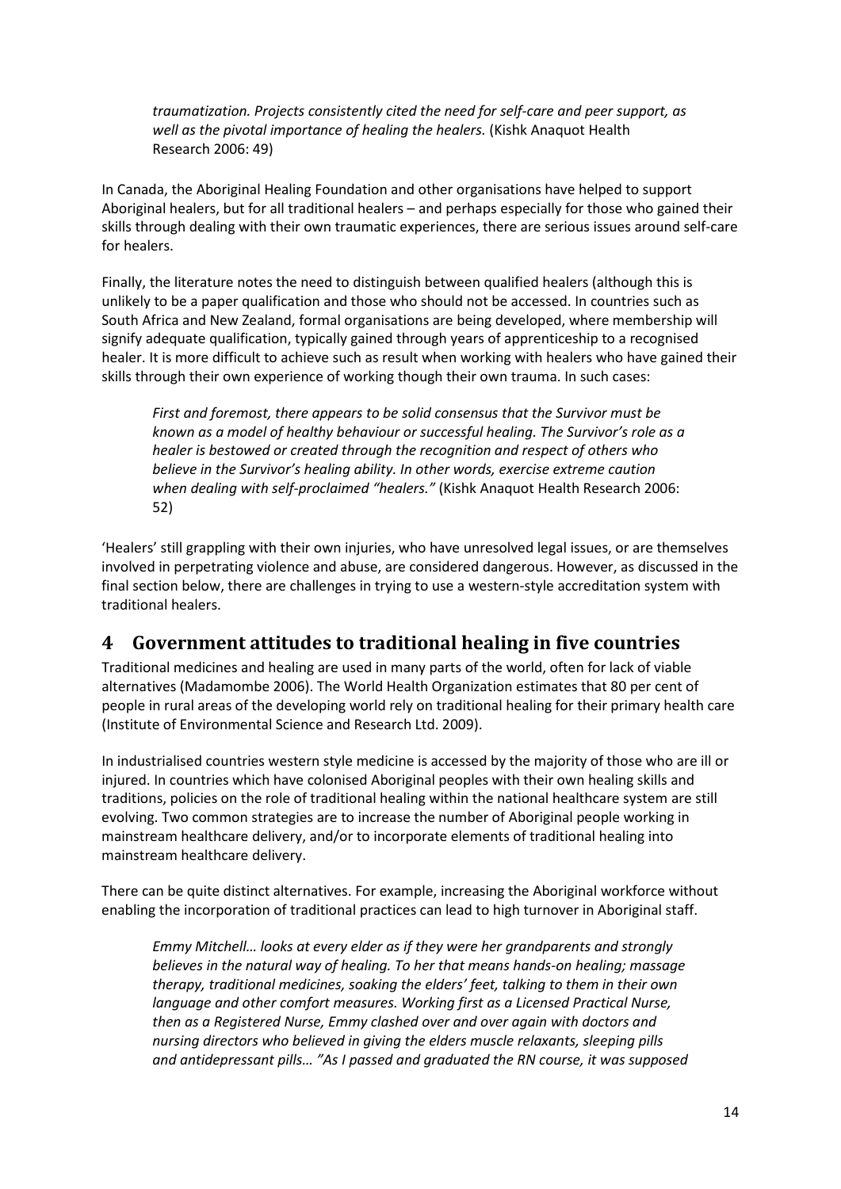> *traumatization. Projects consistently cited the need for self-care and peer support, as well as the pivotal importance of healing the healers.* (Kishk Anaquot Health Research 2006: 49)

In Canada, the Aboriginal Healing Foundation and other organisations have helped to support Aboriginal healers, but for all traditional healers – and perhaps especially for those who gained their skills through dealing with their own traumatic experiences, there are serious issues around self-care for healers.

Finally, the literature notes the need to distinguish between qualified healers (although this is unlikely to be a paper qualification and those who should not be accessed. In countries such as South Africa and New Zealand, formal organisations are being developed, where membership will signify adequate qualification, typically gained through years of apprenticeship to a recognised healer. It is more difficult to achieve such as result when working with healers who have gained their skills through their own experience of working though their own trauma. In such cases:

> *First and foremost, there appears to be solid consensus that the Survivor must be known as a model of healthy behaviour or successful healing. The Survivor's role as a healer is bestowed or created through the recognition and respect of others who believe in the Survivor's healing ability. In other words, exercise extreme caution when dealing with self-proclaimed "healers."* (Kishk Anaquot Health Research 2006: 52)

'Healers' still grappling with their own injuries, who have unresolved legal issues, or are themselves involved in perpetrating violence and abuse, are considered dangerous. However, as discussed in the final section below, there are challenges in trying to use a western-style accreditation system with traditional healers.

# 4 Government attitudes to traditional healing in five countries

Traditional medicines and healing are used in many parts of the world, often for lack of viable alternatives (Madamombe 2006). The World Health Organization estimates that 80 per cent of people in rural areas of the developing world rely on traditional healing for their primary health care (Institute of Environmental Science and Research Ltd. 2009).

In industrialised countries western style medicine is accessed by the majority of those who are ill or injured. In countries which have colonised Aboriginal peoples with their own healing skills and traditions, policies on the role of traditional healing within the national healthcare system are still evolving. Two common strategies are to increase the number of Aboriginal people working in mainstream healthcare delivery, and/or to incorporate elements of traditional healing into mainstream healthcare delivery.

There can be quite distinct alternatives. For example, increasing the Aboriginal workforce without enabling the incorporation of traditional practices can lead to high turnover in Aboriginal staff.

> *Emmy Mitchell… looks at every elder as if they were her grandparents and strongly believes in the natural way of healing. To her that means hands-on healing; massage therapy, traditional medicines, soaking the elders' feet, talking to them in their own language and other comfort measures. Working first as a Licensed Practical Nurse, then as a Registered Nurse, Emmy clashed over and over again with doctors and nursing directors who believed in giving the elders muscle relaxants, sleeping pills and antidepressant pills… "As I passed and graduated the RN course, it was supposed*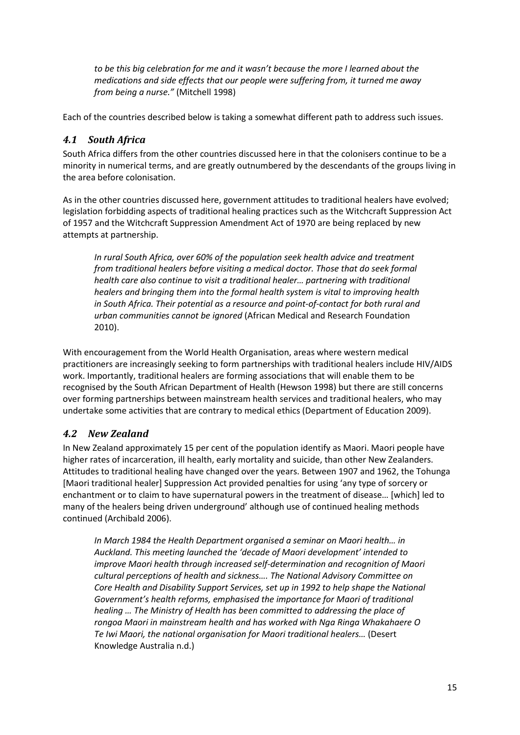> *to be this big celebration for me and it wasn't because the more I learned about the medications and side effects that our people were suffering from, it turned me away from being a nurse."* (Mitchell 1998)

Each of the countries described below is taking a somewhat different path to address such issues.

## *4.1 South Africa*

South Africa differs from the other countries discussed here in that the colonisers continue to be a minority in numerical terms, and are greatly outnumbered by the descendants of the groups living in the area before colonisation.

As in the other countries discussed here, government attitudes to traditional healers have evolved; legislation forbidding aspects of traditional healing practices such as the Witchcraft Suppression Act of 1957 and the Witchcraft Suppression Amendment Act of 1970 are being replaced by new attempts at partnership.

> *In rural South Africa, over 60% of the population seek health advice and treatment from traditional healers before visiting a medical doctor. Those that do seek formal health care also continue to visit a traditional healer… partnering with traditional healers and bringing them into the formal health system is vital to improving health in South Africa. Their potential as a resource and point-of-contact for both rural and urban communities cannot be ignored* (African Medical and Research Foundation 2010).

With encouragement from the World Health Organisation, areas where western medical practitioners are increasingly seeking to form partnerships with traditional healers include HIV/AIDS work. Importantly, traditional healers are forming associations that will enable them to be recognised by the South African Department of Health (Hewson 1998) but there are still concerns over forming partnerships between mainstream health services and traditional healers, who may undertake some activities that are contrary to medical ethics (Department of Education 2009).

## *4.2 New Zealand*

In New Zealand approximately 15 per cent of the population identify as Maori. Maori people have higher rates of incarceration, ill health, early mortality and suicide, than other New Zealanders. Attitudes to traditional healing have changed over the years. Between 1907 and 1962, the Tohunga [Maori traditional healer] Suppression Act provided penalties for using 'any type of sorcery or enchantment or to claim to have supernatural powers in the treatment of disease… [which] led to many of the healers being driven underground' although use of continued healing methods continued (Archibald 2006).

> *In March 1984 the Health Department organised a seminar on Maori health… in Auckland. This meeting launched the 'decade of Maori development' intended to improve Maori health through increased self-determination and recognition of Maori cultural perceptions of health and sickness…. The National Advisory Committee on Core Health and Disability Support Services, set up in 1992 to help shape the National Government's health reforms, emphasised the importance for Maori of traditional healing … The Ministry of Health has been committed to addressing the place of rongoa Maori in mainstream health and has worked with Nga Ringa Whakahaere O Te Iwi Maori, the national organisation for Maori traditional healers…* (Desert Knowledge Australia n.d.)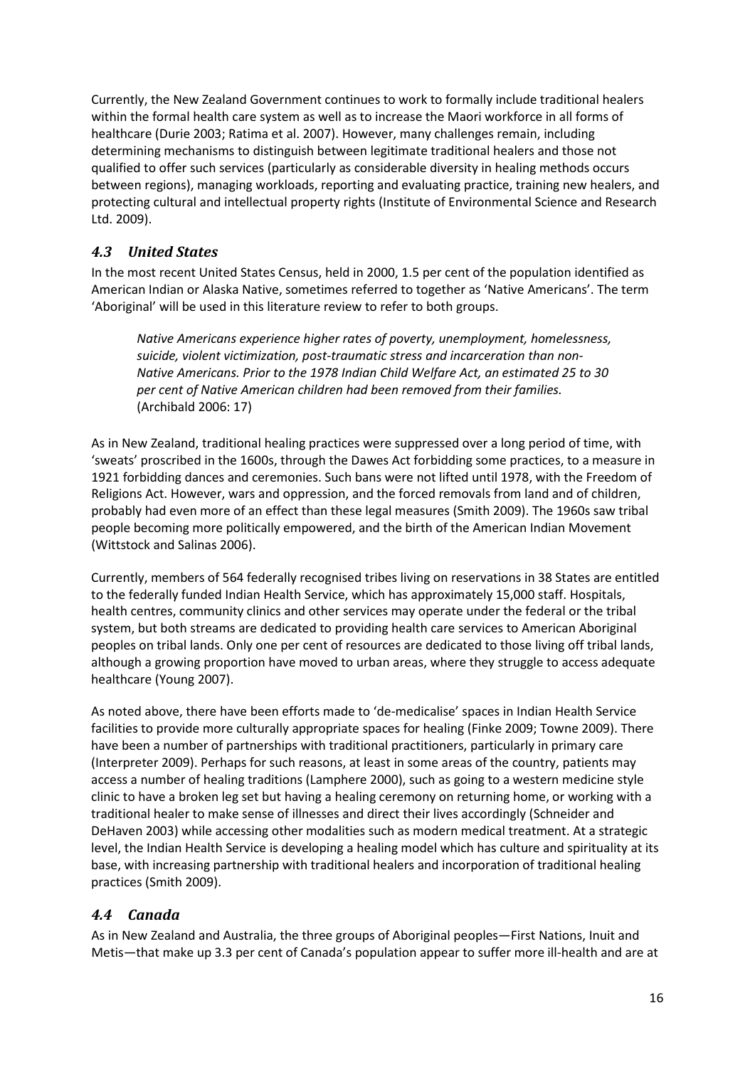Currently, the New Zealand Government continues to work to formally include traditional healers within the formal health care system as well as to increase the Maori workforce in all forms of healthcare (Durie 2003; Ratima et al. 2007). However, many challenges remain, including determining mechanisms to distinguish between legitimate traditional healers and those not qualified to offer such services (particularly as considerable diversity in healing methods occurs between regions), managing workloads, reporting and evaluating practice, training new healers, and protecting cultural and intellectual property rights (Institute of Environmental Science and Research Ltd. 2009).

## *4.3 United States*

In the most recent United States Census, held in 2000, 1.5 per cent of the population identified as American Indian or Alaska Native, sometimes referred to together as 'Native Americans'. The term 'Aboriginal' will be used in this literature review to refer to both groups.

> *Native Americans experience higher rates of poverty, unemployment, homelessness, suicide, violent victimization, post-traumatic stress and incarceration than non-Native Americans. Prior to the 1978 Indian Child Welfare Act, an estimated 25 to 30 per cent of Native American children had been removed from their families.*
> (Archibald 2006: 17)

As in New Zealand, traditional healing practices were suppressed over a long period of time, with 'sweats' proscribed in the 1600s, through the Dawes Act forbidding some practices, to a measure in 1921 forbidding dances and ceremonies. Such bans were not lifted until 1978, with the Freedom of Religions Act. However, wars and oppression, and the forced removals from land and of children, probably had even more of an effect than these legal measures (Smith 2009). The 1960s saw tribal people becoming more politically empowered, and the birth of the American Indian Movement (Wittstock and Salinas 2006).

Currently, members of 564 federally recognised tribes living on reservations in 38 States are entitled to the federally funded Indian Health Service, which has approximately 15,000 staff. Hospitals, health centres, community clinics and other services may operate under the federal or the tribal system, but both streams are dedicated to providing health care services to American Aboriginal peoples on tribal lands. Only one per cent of resources are dedicated to those living off tribal lands, although a growing proportion have moved to urban areas, where they struggle to access adequate healthcare (Young 2007).

As noted above, there have been efforts made to 'de-medicalise' spaces in Indian Health Service facilities to provide more culturally appropriate spaces for healing (Finke 2009; Towne 2009). There have been a number of partnerships with traditional practitioners, particularly in primary care (Interpreter 2009). Perhaps for such reasons, at least in some areas of the country, patients may access a number of healing traditions (Lamphere 2000), such as going to a western medicine style clinic to have a broken leg set but having a healing ceremony on returning home, or working with a traditional healer to make sense of illnesses and direct their lives accordingly (Schneider and DeHaven 2003) while accessing other modalities such as modern medical treatment. At a strategic level, the Indian Health Service is developing a healing model which has culture and spirituality at its base, with increasing partnership with traditional healers and incorporation of traditional healing practices (Smith 2009).

## *4.4 Canada*

As in New Zealand and Australia, the three groups of Aboriginal peoples—First Nations, Inuit and Metis—that make up 3.3 per cent of Canada's population appear to suffer more ill-health and are at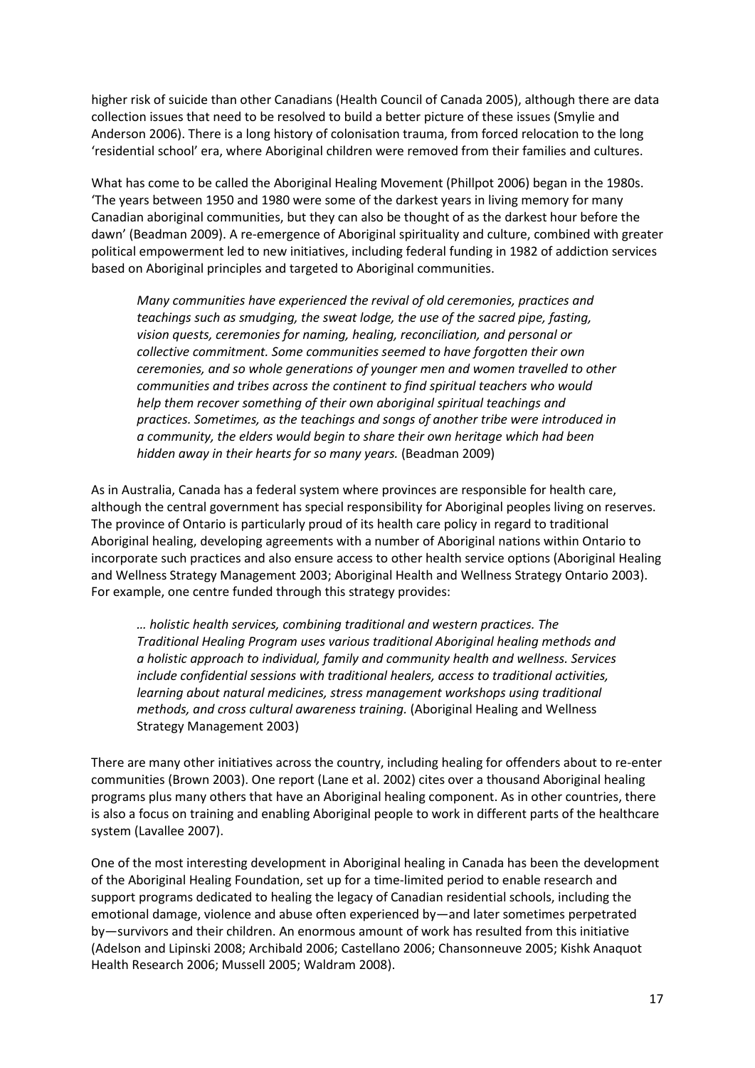higher risk of suicide than other Canadians (Health Council of Canada 2005), although there are data collection issues that need to be resolved to build a better picture of these issues (Smylie and Anderson 2006). There is a long history of colonisation trauma, from forced relocation to the long 'residential school' era, where Aboriginal children were removed from their families and cultures.

What has come to be called the Aboriginal Healing Movement (Phillpot 2006) began in the 1980s. 'The years between 1950 and 1980 were some of the darkest years in living memory for many Canadian aboriginal communities, but they can also be thought of as the darkest hour before the dawn' (Beadman 2009). A re-emergence of Aboriginal spirituality and culture, combined with greater political empowerment led to new initiatives, including federal funding in 1982 of addiction services based on Aboriginal principles and targeted to Aboriginal communities.

> *Many communities have experienced the revival of old ceremonies, practices and teachings such as smudging, the sweat lodge, the use of the sacred pipe, fasting, vision quests, ceremonies for naming, healing, reconciliation, and personal or collective commitment. Some communities seemed to have forgotten their own ceremonies, and so whole generations of younger men and women travelled to other communities and tribes across the continent to find spiritual teachers who would help them recover something of their own aboriginal spiritual teachings and practices. Sometimes, as the teachings and songs of another tribe were introduced in a community, the elders would begin to share their own heritage which had been hidden away in their hearts for so many years.* (Beadman 2009)

As in Australia, Canada has a federal system where provinces are responsible for health care, although the central government has special responsibility for Aboriginal peoples living on reserves. The province of Ontario is particularly proud of its health care policy in regard to traditional Aboriginal healing, developing agreements with a number of Aboriginal nations within Ontario to incorporate such practices and also ensure access to other health service options (Aboriginal Healing and Wellness Strategy Management 2003; Aboriginal Health and Wellness Strategy Ontario 2003). For example, one centre funded through this strategy provides:

> *… holistic health services, combining traditional and western practices. The Traditional Healing Program uses various traditional Aboriginal healing methods and a holistic approach to individual, family and community health and wellness. Services include confidential sessions with traditional healers, access to traditional activities, learning about natural medicines, stress management workshops using traditional methods, and cross cultural awareness training.* (Aboriginal Healing and Wellness Strategy Management 2003)

There are many other initiatives across the country, including healing for offenders about to re-enter communities (Brown 2003). One report (Lane et al. 2002) cites over a thousand Aboriginal healing programs plus many others that have an Aboriginal healing component. As in other countries, there is also a focus on training and enabling Aboriginal people to work in different parts of the healthcare system (Lavallee 2007).

One of the most interesting development in Aboriginal healing in Canada has been the development of the Aboriginal Healing Foundation, set up for a time-limited period to enable research and support programs dedicated to healing the legacy of Canadian residential schools, including the emotional damage, violence and abuse often experienced by—and later sometimes perpetrated by—survivors and their children. An enormous amount of work has resulted from this initiative (Adelson and Lipinski 2008; Archibald 2006; Castellano 2006; Chansonneuve 2005; Kishk Anaquot Health Research 2006; Mussell 2005; Waldram 2008).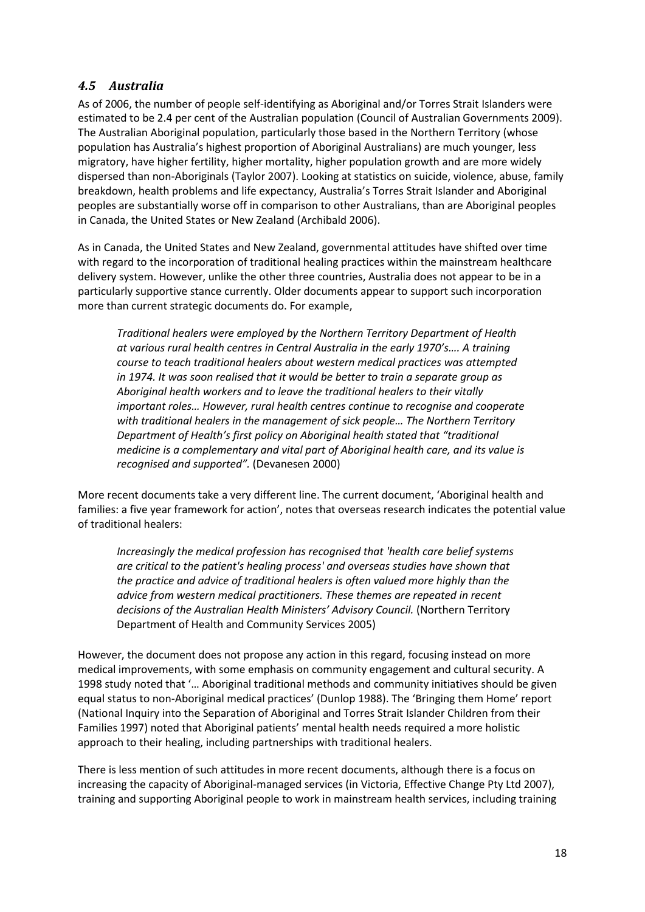## *4.5 Australia*

As of 2006, the number of people self-identifying as Aboriginal and/or Torres Strait Islanders were estimated to be 2.4 per cent of the Australian population (Council of Australian Governments 2009). The Australian Aboriginal population, particularly those based in the Northern Territory (whose population has Australia's highest proportion of Aboriginal Australians) are much younger, less migratory, have higher fertility, higher mortality, higher population growth and are more widely dispersed than non-Aboriginals (Taylor 2007). Looking at statistics on suicide, violence, abuse, family breakdown, health problems and life expectancy, Australia's Torres Strait Islander and Aboriginal peoples are substantially worse off in comparison to other Australians, than are Aboriginal peoples in Canada, the United States or New Zealand (Archibald 2006).

As in Canada, the United States and New Zealand, governmental attitudes have shifted over time with regard to the incorporation of traditional healing practices within the mainstream healthcare delivery system. However, unlike the other three countries, Australia does not appear to be in a particularly supportive stance currently. Older documents appear to support such incorporation more than current strategic documents do. For example,

> *Traditional healers were employed by the Northern Territory Department of Health at various rural health centres in Central Australia in the early 1970's…. A training course to teach traditional healers about western medical practices was attempted in 1974. It was soon realised that it would be better to train a separate group as Aboriginal health workers and to leave the traditional healers to their vitally important roles… However, rural health centres continue to recognise and cooperate with traditional healers in the management of sick people… The Northern Territory Department of Health's first policy on Aboriginal health stated that "traditional medicine is a complementary and vital part of Aboriginal health care, and its value is recognised and supported".* (Devanesen 2000)

More recent documents take a very different line. The current document, 'Aboriginal health and families: a five year framework for action', notes that overseas research indicates the potential value of traditional healers:

> *Increasingly the medical profession has recognised that 'health care belief systems are critical to the patient's healing process' and overseas studies have shown that the practice and advice of traditional healers is often valued more highly than the advice from western medical practitioners. These themes are repeated in recent decisions of the Australian Health Ministers' Advisory Council.* (Northern Territory Department of Health and Community Services 2005)

However, the document does not propose any action in this regard, focusing instead on more medical improvements, with some emphasis on community engagement and cultural security. A 1998 study noted that '… Aboriginal traditional methods and community initiatives should be given equal status to non-Aboriginal medical practices' (Dunlop 1988). The 'Bringing them Home' report (National Inquiry into the Separation of Aboriginal and Torres Strait Islander Children from their Families 1997) noted that Aboriginal patients' mental health needs required a more holistic approach to their healing, including partnerships with traditional healers.

There is less mention of such attitudes in more recent documents, although there is a focus on increasing the capacity of Aboriginal-managed services (in Victoria, Effective Change Pty Ltd 2007), training and supporting Aboriginal people to work in mainstream health services, including training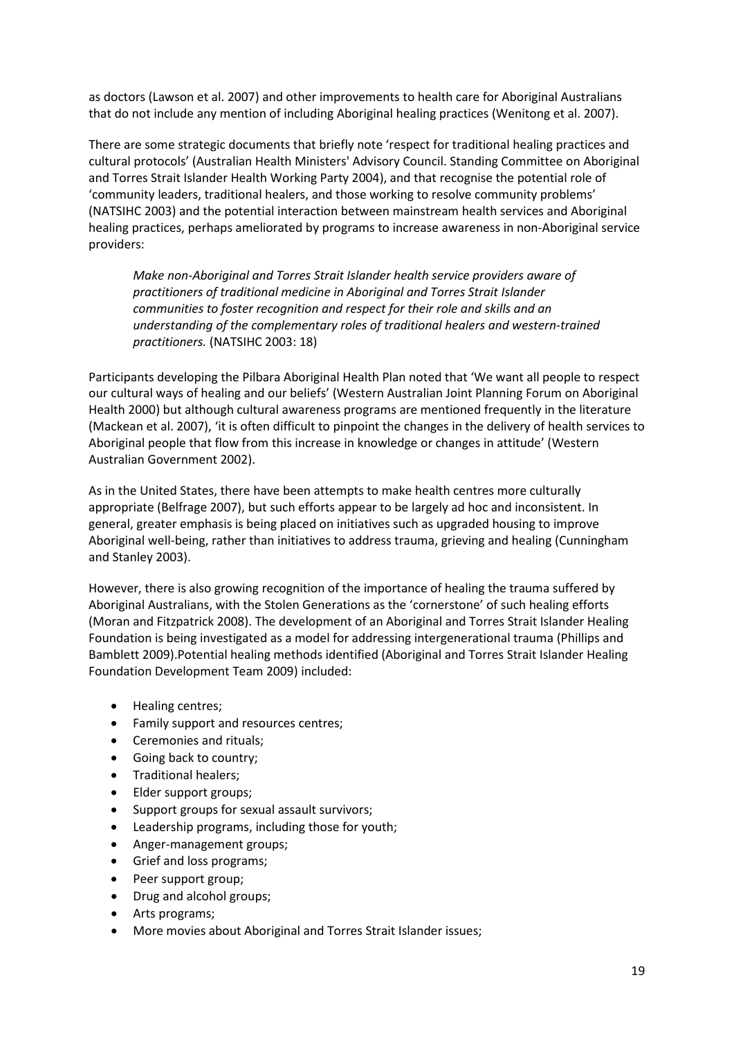as doctors (Lawson et al. 2007) and other improvements to health care for Aboriginal Australians that do not include any mention of including Aboriginal healing practices (Wenitong et al. 2007).

There are some strategic documents that briefly note 'respect for traditional healing practices and cultural protocols' (Australian Health Ministers' Advisory Council. Standing Committee on Aboriginal and Torres Strait Islander Health Working Party 2004), and that recognise the potential role of 'community leaders, traditional healers, and those working to resolve community problems' (NATSIHC 2003) and the potential interaction between mainstream health services and Aboriginal healing practices, perhaps ameliorated by programs to increase awareness in non-Aboriginal service providers:

> *Make non-Aboriginal and Torres Strait Islander health service providers aware of practitioners of traditional medicine in Aboriginal and Torres Strait Islander communities to foster recognition and respect for their role and skills and an understanding of the complementary roles of traditional healers and western-trained practitioners.* (NATSIHC 2003: 18)

Participants developing the Pilbara Aboriginal Health Plan noted that 'We want all people to respect our cultural ways of healing and our beliefs' (Western Australian Joint Planning Forum on Aboriginal Health 2000) but although cultural awareness programs are mentioned frequently in the literature (Mackean et al. 2007), 'it is often difficult to pinpoint the changes in the delivery of health services to Aboriginal people that flow from this increase in knowledge or changes in attitude' (Western Australian Government 2002).

As in the United States, there have been attempts to make health centres more culturally appropriate (Belfrage 2007), but such efforts appear to be largely ad hoc and inconsistent. In general, greater emphasis is being placed on initiatives such as upgraded housing to improve Aboriginal well-being, rather than initiatives to address trauma, grieving and healing (Cunningham and Stanley 2003).

However, there is also growing recognition of the importance of healing the trauma suffered by Aboriginal Australians, with the Stolen Generations as the 'cornerstone' of such healing efforts (Moran and Fitzpatrick 2008). The development of an Aboriginal and Torres Strait Islander Healing Foundation is being investigated as a model for addressing intergenerational trauma (Phillips and Bamblett 2009).Potential healing methods identified (Aboriginal and Torres Strait Islander Healing Foundation Development Team 2009) included:

- Healing centres;
- Family support and resources centres;
- Ceremonies and rituals;
- Going back to country;
- Traditional healers;
- Elder support groups;
- Support groups for sexual assault survivors;
- Leadership programs, including those for youth;
- Anger-management groups;
- Grief and loss programs;
- Peer support group;
- Drug and alcohol groups;
- Arts programs;
- More movies about Aboriginal and Torres Strait Islander issues;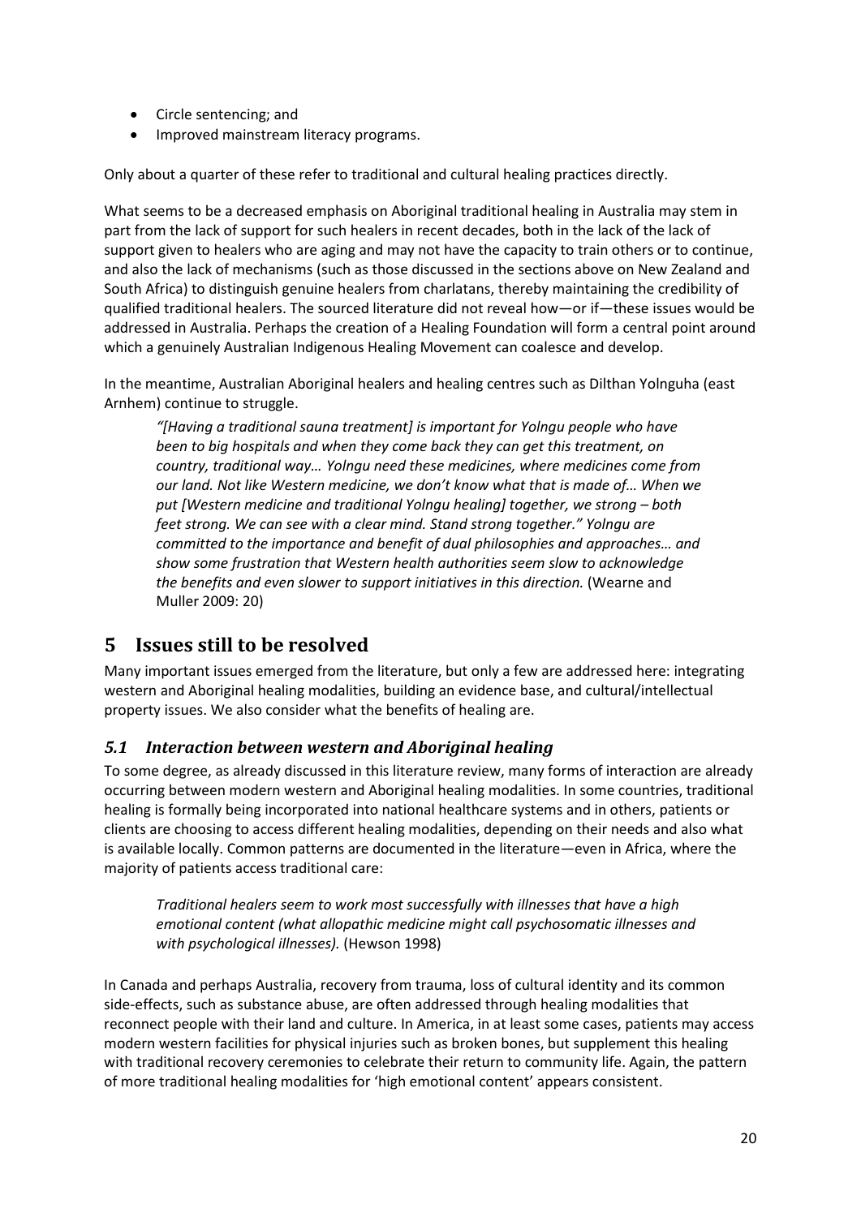- Circle sentencing; and
- Improved mainstream literacy programs.

Only about a quarter of these refer to traditional and cultural healing practices directly.

What seems to be a decreased emphasis on Aboriginal traditional healing in Australia may stem in part from the lack of support for such healers in recent decades, both in the lack of the lack of support given to healers who are aging and may not have the capacity to train others or to continue, and also the lack of mechanisms (such as those discussed in the sections above on New Zealand and South Africa) to distinguish genuine healers from charlatans, thereby maintaining the credibility of qualified traditional healers. The sourced literature did not reveal how—or if—these issues would be addressed in Australia. Perhaps the creation of a Healing Foundation will form a central point around which a genuinely Australian Indigenous Healing Movement can coalesce and develop.

In the meantime, Australian Aboriginal healers and healing centres such as Dilthan Yolnguha (east Arnhem) continue to struggle.

> *"[Having a traditional sauna treatment] is important for Yolngu people who have been to big hospitals and when they come back they can get this treatment, on country, traditional way… Yolngu need these medicines, where medicines come from our land. Not like Western medicine, we don't know what that is made of… When we put [Western medicine and traditional Yolngu healing] together, we strong – both feet strong. We can see with a clear mind. Stand strong together." Yolngu are committed to the importance and benefit of dual philosophies and approaches… and show some frustration that Western health authorities seem slow to acknowledge the benefits and even slower to support initiatives in this direction.* (Wearne and Muller 2009: 20)

# 5 Issues still to be resolved

Many important issues emerged from the literature, but only a few are addressed here: integrating western and Aboriginal healing modalities, building an evidence base, and cultural/intellectual property issues. We also consider what the benefits of healing are.

## *5.1 Interaction between western and Aboriginal healing*

To some degree, as already discussed in this literature review, many forms of interaction are already occurring between modern western and Aboriginal healing modalities. In some countries, traditional healing is formally being incorporated into national healthcare systems and in others, patients or clients are choosing to access different healing modalities, depending on their needs and also what is available locally. Common patterns are documented in the literature—even in Africa, where the majority of patients access traditional care:

> *Traditional healers seem to work most successfully with illnesses that have a high emotional content (what allopathic medicine might call psychosomatic illnesses and with psychological illnesses).* (Hewson 1998)

In Canada and perhaps Australia, recovery from trauma, loss of cultural identity and its common side-effects, such as substance abuse, are often addressed through healing modalities that reconnect people with their land and culture. In America, in at least some cases, patients may access modern western facilities for physical injuries such as broken bones, but supplement this healing with traditional recovery ceremonies to celebrate their return to community life. Again, the pattern of more traditional healing modalities for 'high emotional content' appears consistent.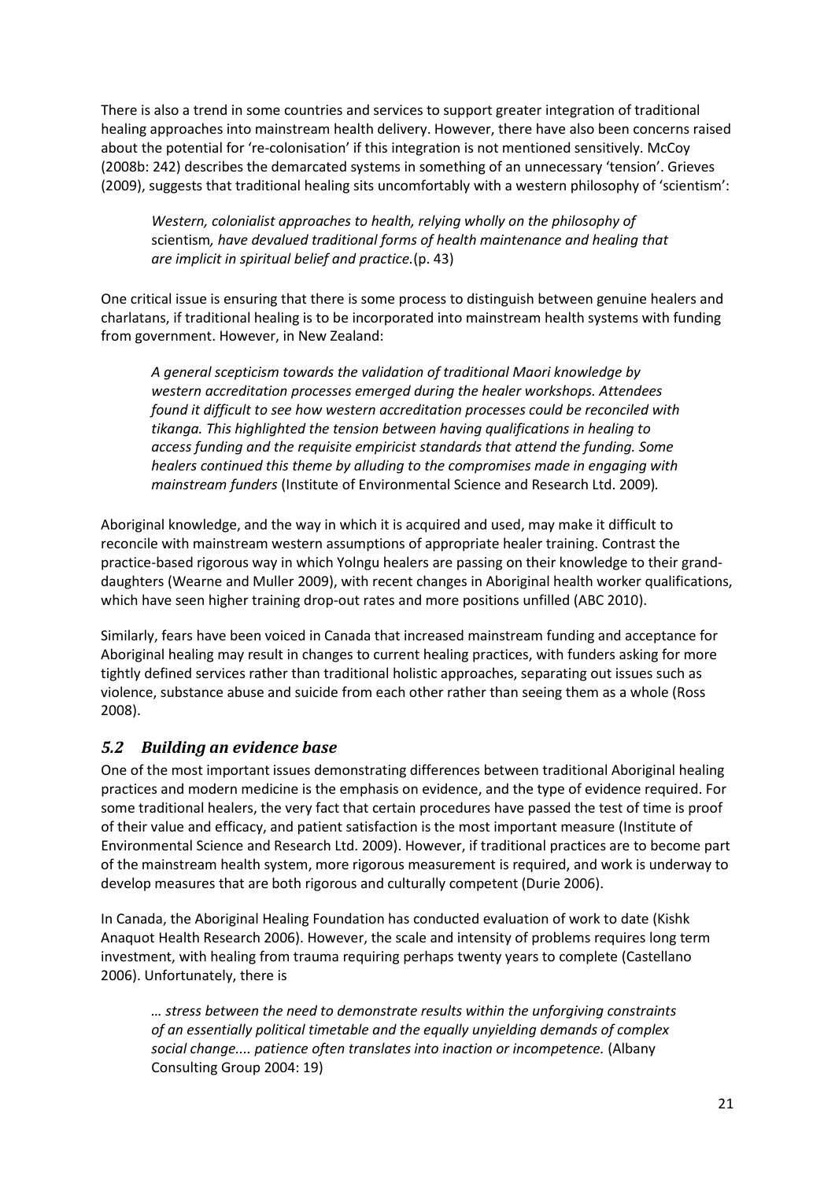There is also a trend in some countries and services to support greater integration of traditional healing approaches into mainstream health delivery. However, there have also been concerns raised about the potential for 're-colonisation' if this integration is not mentioned sensitively. McCoy (2008b: 242) describes the demarcated systems in something of an unnecessary 'tension'. Grieves (2009), suggests that traditional healing sits uncomfortably with a western philosophy of 'scientism':

> *Western, colonialist approaches to health, relying wholly on the philosophy of* scientism*, have devalued traditional forms of health maintenance and healing that are implicit in spiritual belief and practice.*(p. 43)

One critical issue is ensuring that there is some process to distinguish between genuine healers and charlatans, if traditional healing is to be incorporated into mainstream health systems with funding from government. However, in New Zealand:

> *A general scepticism towards the validation of traditional Maori knowledge by western accreditation processes emerged during the healer workshops. Attendees found it difficult to see how western accreditation processes could be reconciled with tikanga. This highlighted the tension between having qualifications in healing to access funding and the requisite empiricist standards that attend the funding. Some healers continued this theme by alluding to the compromises made in engaging with mainstream funders* (Institute of Environmental Science and Research Ltd. 2009)*.*

Aboriginal knowledge, and the way in which it is acquired and used, may make it difficult to reconcile with mainstream western assumptions of appropriate healer training. Contrast the practice-based rigorous way in which Yolngu healers are passing on their knowledge to their grand-daughters (Wearne and Muller 2009), with recent changes in Aboriginal health worker qualifications, which have seen higher training drop-out rates and more positions unfilled (ABC 2010).

Similarly, fears have been voiced in Canada that increased mainstream funding and acceptance for Aboriginal healing may result in changes to current healing practices, with funders asking for more tightly defined services rather than traditional holistic approaches, separating out issues such as violence, substance abuse and suicide from each other rather than seeing them as a whole (Ross 2008).

## *5.2 Building an evidence base*

One of the most important issues demonstrating differences between traditional Aboriginal healing practices and modern medicine is the emphasis on evidence, and the type of evidence required. For some traditional healers, the very fact that certain procedures have passed the test of time is proof of their value and efficacy, and patient satisfaction is the most important measure (Institute of Environmental Science and Research Ltd. 2009). However, if traditional practices are to become part of the mainstream health system, more rigorous measurement is required, and work is underway to develop measures that are both rigorous and culturally competent (Durie 2006).

In Canada, the Aboriginal Healing Foundation has conducted evaluation of work to date (Kishk Anaquot Health Research 2006). However, the scale and intensity of problems requires long term investment, with healing from trauma requiring perhaps twenty years to complete (Castellano 2006). Unfortunately, there is

> *… stress between the need to demonstrate results within the unforgiving constraints of an essentially political timetable and the equally unyielding demands of complex social change.... patience often translates into inaction or incompetence.* (Albany Consulting Group 2004: 19)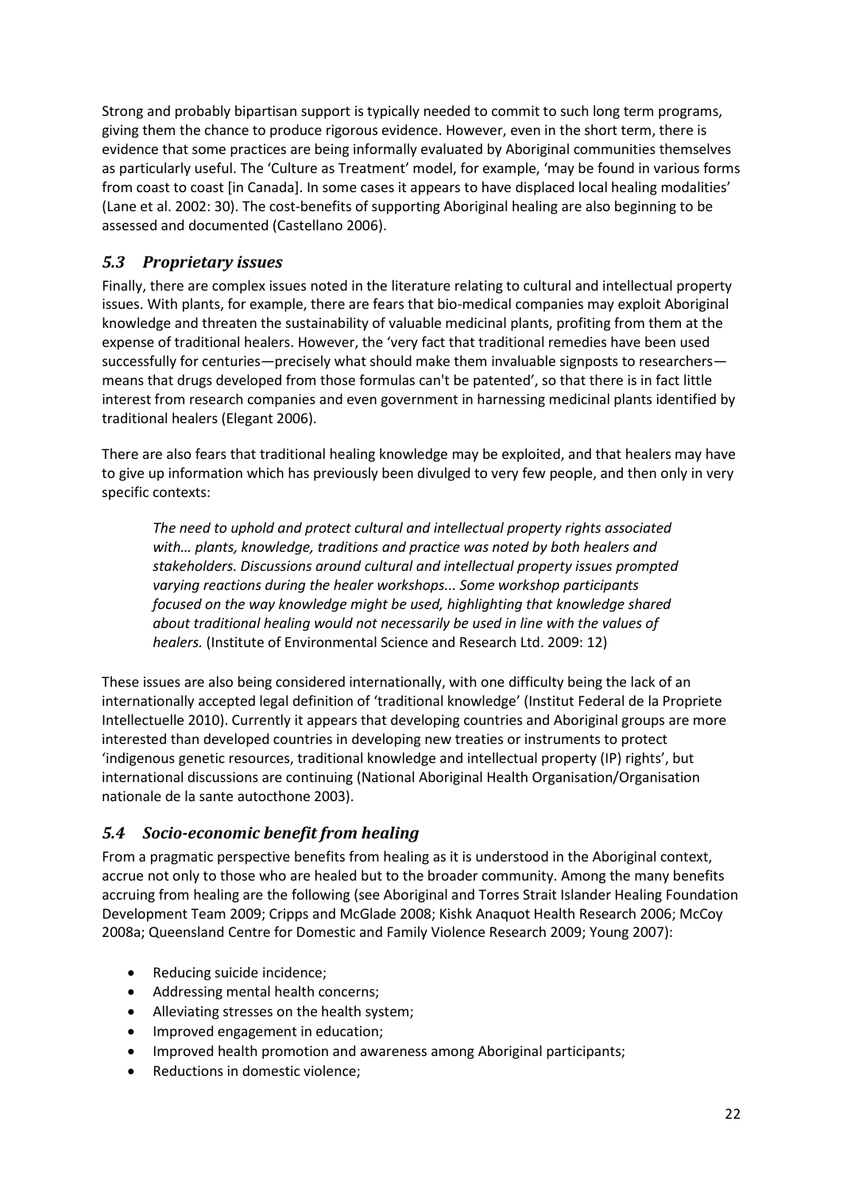Strong and probably bipartisan support is typically needed to commit to such long term programs, giving them the chance to produce rigorous evidence. However, even in the short term, there is evidence that some practices are being informally evaluated by Aboriginal communities themselves as particularly useful. The 'Culture as Treatment' model, for example, 'may be found in various forms from coast to coast [in Canada]. In some cases it appears to have displaced local healing modalities' (Lane et al. 2002: 30). The cost-benefits of supporting Aboriginal healing are also beginning to be assessed and documented (Castellano 2006).

## *5.3 Proprietary issues*

Finally, there are complex issues noted in the literature relating to cultural and intellectual property issues. With plants, for example, there are fears that bio-medical companies may exploit Aboriginal knowledge and threaten the sustainability of valuable medicinal plants, profiting from them at the expense of traditional healers. However, the 'very fact that traditional remedies have been used successfully for centuries—precisely what should make them invaluable signposts to researchers—means that drugs developed from those formulas can't be patented', so that there is in fact little interest from research companies and even government in harnessing medicinal plants identified by traditional healers (Elegant 2006).

There are also fears that traditional healing knowledge may be exploited, and that healers may have to give up information which has previously been divulged to very few people, and then only in very specific contexts:

> *The need to uphold and protect cultural and intellectual property rights associated with… plants, knowledge, traditions and practice was noted by both healers and stakeholders. Discussions around cultural and intellectual property issues prompted varying reactions during the healer workshops... Some workshop participants focused on the way knowledge might be used, highlighting that knowledge shared about traditional healing would not necessarily be used in line with the values of healers.* (Institute of Environmental Science and Research Ltd. 2009: 12)

These issues are also being considered internationally, with one difficulty being the lack of an internationally accepted legal definition of 'traditional knowledge' (Institut Federal de la Propriete Intellectuelle 2010). Currently it appears that developing countries and Aboriginal groups are more interested than developed countries in developing new treaties or instruments to protect 'indigenous genetic resources, traditional knowledge and intellectual property (IP) rights', but international discussions are continuing (National Aboriginal Health Organisation/Organisation nationale de la sante autocthone 2003).

## *5.4 Socio-economic benefit from healing*

From a pragmatic perspective benefits from healing as it is understood in the Aboriginal context, accrue not only to those who are healed but to the broader community. Among the many benefits accruing from healing are the following (see Aboriginal and Torres Strait Islander Healing Foundation Development Team 2009; Cripps and McGlade 2008; Kishk Anaquot Health Research 2006; McCoy 2008a; Queensland Centre for Domestic and Family Violence Research 2009; Young 2007):

- Reducing suicide incidence;
- Addressing mental health concerns;
- Alleviating stresses on the health system;
- Improved engagement in education;
- Improved health promotion and awareness among Aboriginal participants;
- Reductions in domestic violence;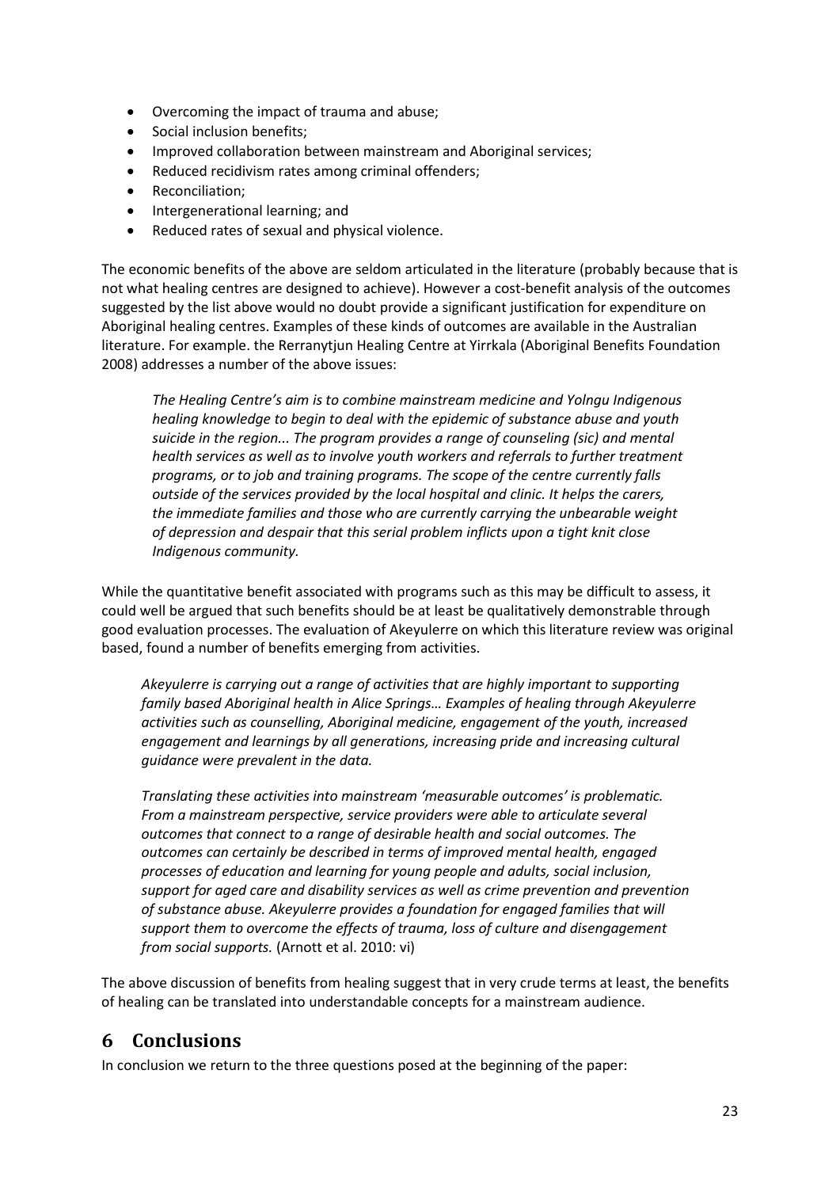- Overcoming the impact of trauma and abuse;
- Social inclusion benefits;
- Improved collaboration between mainstream and Aboriginal services;
- Reduced recidivism rates among criminal offenders;
- Reconciliation;
- Intergenerational learning; and
- Reduced rates of sexual and physical violence.

The economic benefits of the above are seldom articulated in the literature (probably because that is not what healing centres are designed to achieve). However a cost-benefit analysis of the outcomes suggested by the list above would no doubt provide a significant justification for expenditure on Aboriginal healing centres. Examples of these kinds of outcomes are available in the Australian literature. For example. the Rerranytjun Healing Centre at Yirrkala (Aboriginal Benefits Foundation 2008) addresses a number of the above issues:

> *The Healing Centre's aim is to combine mainstream medicine and Yolngu Indigenous healing knowledge to begin to deal with the epidemic of substance abuse and youth suicide in the region... The program provides a range of counseling (sic) and mental health services as well as to involve youth workers and referrals to further treatment programs, or to job and training programs. The scope of the centre currently falls outside of the services provided by the local hospital and clinic. It helps the carers, the immediate families and those who are currently carrying the unbearable weight of depression and despair that this serial problem inflicts upon a tight knit close Indigenous community.*

While the quantitative benefit associated with programs such as this may be difficult to assess, it could well be argued that such benefits should be at least be qualitatively demonstrable through good evaluation processes. The evaluation of Akeyulerre on which this literature review was original based, found a number of benefits emerging from activities.

> *Akeyulerre is carrying out a range of activities that are highly important to supporting family based Aboriginal health in Alice Springs… Examples of healing through Akeyulerre activities such as counselling, Aboriginal medicine, engagement of the youth, increased engagement and learnings by all generations, increasing pride and increasing cultural guidance were prevalent in the data.*
>
> *Translating these activities into mainstream 'measurable outcomes' is problematic. From a mainstream perspective, service providers were able to articulate several outcomes that connect to a range of desirable health and social outcomes. The outcomes can certainly be described in terms of improved mental health, engaged processes of education and learning for young people and adults, social inclusion, support for aged care and disability services as well as crime prevention and prevention of substance abuse. Akeyulerre provides a foundation for engaged families that will support them to overcome the effects of trauma, loss of culture and disengagement from social supports.* (Arnott et al. 2010: vi)

The above discussion of benefits from healing suggest that in very crude terms at least, the benefits of healing can be translated into understandable concepts for a mainstream audience.

# 6 Conclusions

In conclusion we return to the three questions posed at the beginning of the paper: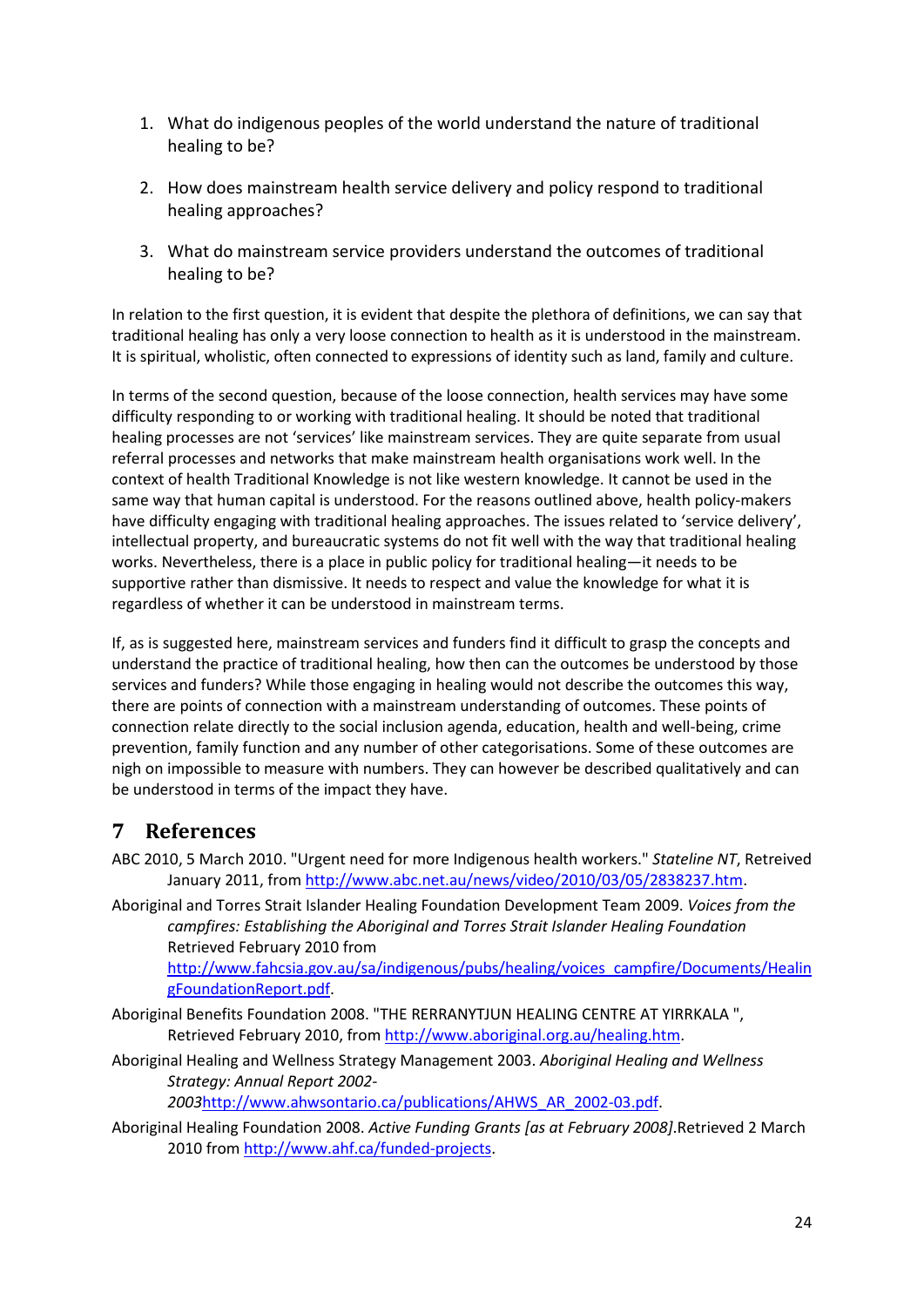1. What do indigenous peoples of the world understand the nature of traditional healing to be?

2. How does mainstream health service delivery and policy respond to traditional healing approaches?

3. What do mainstream service providers understand the outcomes of traditional healing to be?

In relation to the first question, it is evident that despite the plethora of definitions, we can say that traditional healing has only a very loose connection to health as it is understood in the mainstream. It is spiritual, wholistic, often connected to expressions of identity such as land, family and culture.

In terms of the second question, because of the loose connection, health services may have some difficulty responding to or working with traditional healing. It should be noted that traditional healing processes are not 'services' like mainstream services. They are quite separate from usual referral processes and networks that make mainstream health organisations work well. In the context of health Traditional Knowledge is not like western knowledge. It cannot be used in the same way that human capital is understood. For the reasons outlined above, health policy-makers have difficulty engaging with traditional healing approaches. The issues related to 'service delivery', intellectual property, and bureaucratic systems do not fit well with the way that traditional healing works. Nevertheless, there is a place in public policy for traditional healing—it needs to be supportive rather than dismissive. It needs to respect and value the knowledge for what it is regardless of whether it can be understood in mainstream terms.

If, as is suggested here, mainstream services and funders find it difficult to grasp the concepts and understand the practice of traditional healing, how then can the outcomes be understood by those services and funders? While those engaging in healing would not describe the outcomes this way, there are points of connection with a mainstream understanding of outcomes. These points of connection relate directly to the social inclusion agenda, education, health and well-being, crime prevention, family function and any number of other categorisations. Some of these outcomes are nigh on impossible to measure with numbers. They can however be described qualitatively and can be understood in terms of the impact they have.

# 7 References

ABC 2010, 5 March 2010. "Urgent need for more Indigenous health workers." *Stateline NT*, Retreived January 2011, from http://www.abc.net.au/news/video/2010/03/05/2838237.htm.

Aboriginal and Torres Strait Islander Healing Foundation Development Team 2009. *Voices from the campfires: Establishing the Aboriginal and Torres Strait Islander Healing Foundation* Retrieved February 2010 from http://www.fahcsia.gov.au/sa/indigenous/pubs/healing/voices_campfire/Documents/HealingFoundationReport.pdf.

Aboriginal Benefits Foundation 2008. "THE RERRANYTJUN HEALING CENTRE AT YIRRKALA ", Retrieved February 2010, from http://www.aboriginal.org.au/healing.htm.

Aboriginal Healing and Wellness Strategy Management 2003. *Aboriginal Healing and Wellness Strategy: Annual Report 2002-2003*http://www.ahwsontario.ca/publications/AHWS_AR_2002-03.pdf.

Aboriginal Healing Foundation 2008. *Active Funding Grants [as at February 2008]*.Retrieved 2 March 2010 from http://www.ahf.ca/funded-projects.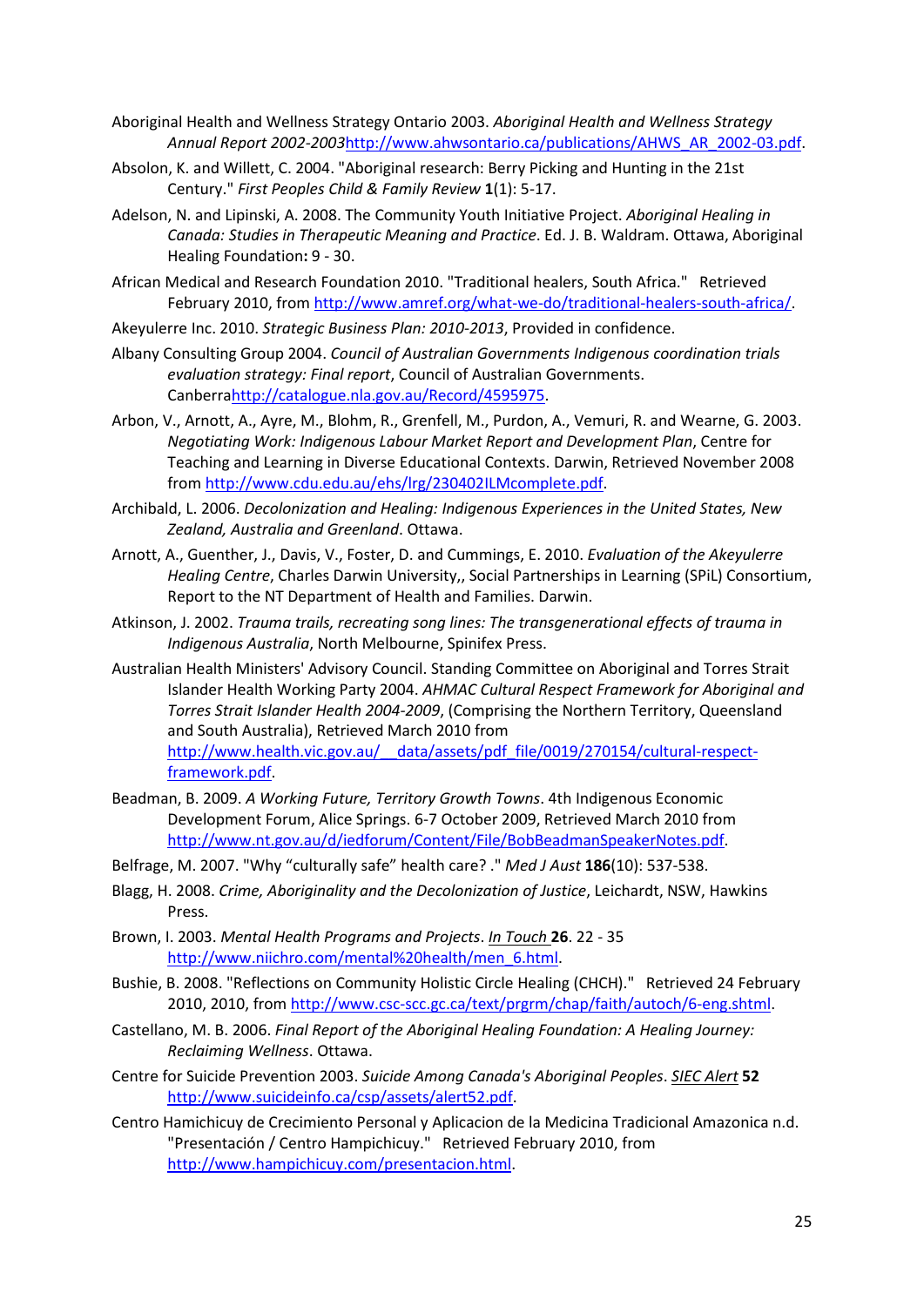Aboriginal Health and Wellness Strategy Ontario 2003. *Aboriginal Health and Wellness Strategy Annual Report 2002-2003*http://www.ahwsontario.ca/publications/AHWS_AR_2002-03.pdf.

Absolon, K. and Willett, C. 2004. "Aboriginal research: Berry Picking and Hunting in the 21st Century." *First Peoples Child & Family Review* **1**(1): 5-17.

Adelson, N. and Lipinski, A. 2008. The Community Youth Initiative Project. *Aboriginal Healing in Canada: Studies in Therapeutic Meaning and Practice*. Ed. J. B. Waldram. Ottawa, Aboriginal Healing Foundation**:** 9 - 30.

African Medical and Research Foundation 2010. "Traditional healers, South Africa." Retrieved February 2010, from http://www.amref.org/what-we-do/traditional-healers-south-africa/.

Akeyulerre Inc. 2010. *Strategic Business Plan: 2010-2013*, Provided in confidence.

Albany Consulting Group 2004. *Council of Australian Governments Indigenous coordination trials evaluation strategy: Final report*, Council of Australian Governments. Canberrahttp://catalogue.nla.gov.au/Record/4595975.

Arbon, V., Arnott, A., Ayre, M., Blohm, R., Grenfell, M., Purdon, A., Vemuri, R. and Wearne, G. 2003. *Negotiating Work: Indigenous Labour Market Report and Development Plan*, Centre for Teaching and Learning in Diverse Educational Contexts. Darwin, Retrieved November 2008 from http://www.cdu.edu.au/ehs/lrg/230402ILMcomplete.pdf.

Archibald, L. 2006. *Decolonization and Healing: Indigenous Experiences in the United States, New Zealand, Australia and Greenland*. Ottawa.

Arnott, A., Guenther, J., Davis, V., Foster, D. and Cummings, E. 2010. *Evaluation of the Akeyulerre Healing Centre*, Charles Darwin University,, Social Partnerships in Learning (SPiL) Consortium, Report to the NT Department of Health and Families. Darwin.

Atkinson, J. 2002. *Trauma trails, recreating song lines: The transgenerational effects of trauma in Indigenous Australia*, North Melbourne, Spinifex Press.

Australian Health Ministers' Advisory Council. Standing Committee on Aboriginal and Torres Strait Islander Health Working Party 2004. *AHMAC Cultural Respect Framework for Aboriginal and Torres Strait Islander Health 2004-2009*, (Comprising the Northern Territory, Queensland and South Australia), Retrieved March 2010 from http://www.health.vic.gov.au/__data/assets/pdf_file/0019/270154/cultural-respect-framework.pdf.

Beadman, B. 2009. *A Working Future, Territory Growth Towns*. 4th Indigenous Economic Development Forum, Alice Springs. 6-7 October 2009, Retrieved March 2010 from http://www.nt.gov.au/d/iedforum/Content/File/BobBeadmanSpeakerNotes.pdf.

Belfrage, M. 2007. "Why "culturally safe" health care? ." *Med J Aust* **186**(10): 537-538.

Blagg, H. 2008. *Crime, Aboriginality and the Decolonization of Justice*, Leichardt, NSW, Hawkins Press.

Brown, I. 2003. *Mental Health Programs and Projects*. In Touch **26**. 22 - 35 http://www.niichro.com/mental%20health/men_6.html.

Bushie, B. 2008. "Reflections on Community Holistic Circle Healing (CHCH)." Retrieved 24 February 2010, 2010, from http://www.csc-scc.gc.ca/text/prgrm/chap/faith/autoch/6-eng.shtml.

Castellano, M. B. 2006. *Final Report of the Aboriginal Healing Foundation: A Healing Journey: Reclaiming Wellness*. Ottawa.

Centre for Suicide Prevention 2003. *Suicide Among Canada's Aboriginal Peoples*. SIEC Alert **52** http://www.suicideinfo.ca/csp/assets/alert52.pdf.

Centro Hamichicuy de Crecimiento Personal y Aplicacion de la Medicina Tradicional Amazonica n.d. "Presentación / Centro Hampichicuy." Retrieved February 2010, from http://www.hampichicuy.com/presentacion.html.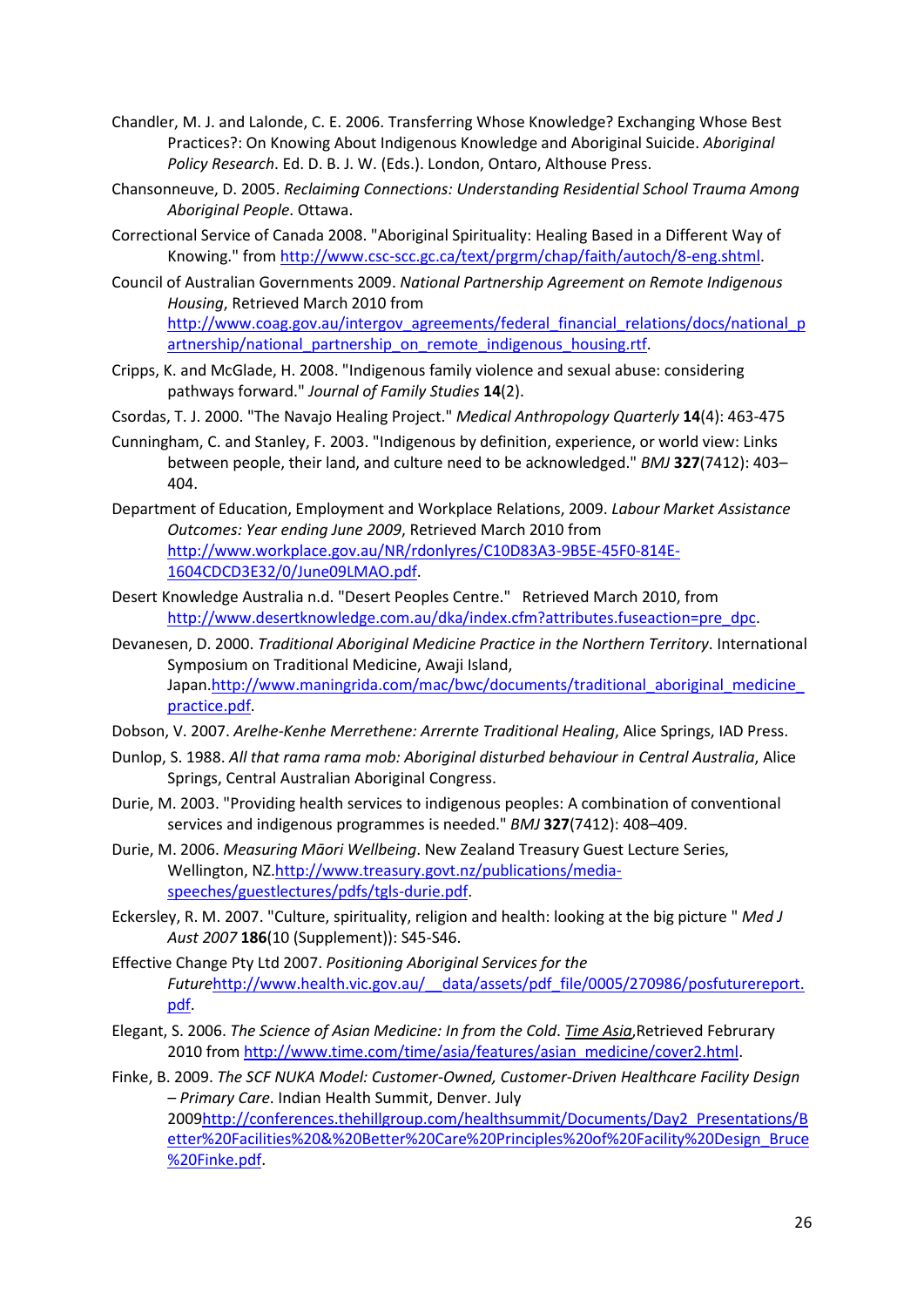Chandler, M. J. and Lalonde, C. E. 2006. Transferring Whose Knowledge? Exchanging Whose Best Practices?: On Knowing About Indigenous Knowledge and Aboriginal Suicide. *Aboriginal Policy Research*. Ed. D. B. J. W. (Eds.). London, Ontaro, Althouse Press.

Chansonneuve, D. 2005. *Reclaiming Connections: Understanding Residential School Trauma Among Aboriginal People*. Ottawa.

Correctional Service of Canada 2008. "Aboriginal Spirituality: Healing Based in a Different Way of Knowing." from http://www.csc-scc.gc.ca/text/prgrm/chap/faith/autoch/8-eng.shtml.

Council of Australian Governments 2009. *National Partnership Agreement on Remote Indigenous Housing*, Retrieved March 2010 from http://www.coag.gov.au/intergov_agreements/federal_financial_relations/docs/national_partnership/national_partnership_on_remote_indigenous_housing.rtf.

Cripps, K. and McGlade, H. 2008. "Indigenous family violence and sexual abuse: considering pathways forward." *Journal of Family Studies* **14**(2).

Csordas, T. J. 2000. "The Navajo Healing Project." *Medical Anthropology Quarterly* **14**(4): 463-475

Cunningham, C. and Stanley, F. 2003. "Indigenous by definition, experience, or world view: Links between people, their land, and culture need to be acknowledged." *BMJ* **327**(7412): 403–404.

Department of Education, Employment and Workplace Relations, 2009. *Labour Market Assistance Outcomes: Year ending June 2009*, Retrieved March 2010 from http://www.workplace.gov.au/NR/rdonlyres/C10D83A3-9B5E-45F0-814E-1604CDCD3E32/0/June09LMAO.pdf.

Desert Knowledge Australia n.d. "Desert Peoples Centre." Retrieved March 2010, from http://www.desertknowledge.com.au/dka/index.cfm?attributes.fuseaction=pre_dpc.

Devanesen, D. 2000. *Traditional Aboriginal Medicine Practice in the Northern Territory*. International Symposium on Traditional Medicine, Awaji Island, Japan.http://www.maningrida.com/mac/bwc/documents/traditional_aboriginal_medicine_practice.pdf.

Dobson, V. 2007. *Arelhe-Kenhe Merrethene: Arrernte Traditional Healing*, Alice Springs, IAD Press.

Dunlop, S. 1988. *All that rama rama mob: Aboriginal disturbed behaviour in Central Australia*, Alice Springs, Central Australian Aboriginal Congress.

Durie, M. 2003. "Providing health services to indigenous peoples: A combination of conventional services and indigenous programmes is needed." *BMJ* **327**(7412): 408–409.

Durie, M. 2006. *Measuring Māori Wellbeing*. New Zealand Treasury Guest Lecture Series, Wellington, NZ.http://www.treasury.govt.nz/publications/media-speeches/guestlectures/pdfs/tgls-durie.pdf.

Eckersley, R. M. 2007. "Culture, spirituality, religion and health: looking at the big picture " *Med J Aust 2007* **186**(10 (Supplement)): S45-S46.

Effective Change Pty Ltd 2007. *Positioning Aboriginal Services for the Future*http://www.health.vic.gov.au/__data/assets/pdf_file/0005/270986/posfuturereport.pdf.

Elegant, S. 2006. *The Science of Asian Medicine: In from the Cold*. Time Asia,Retrieved Februrary 2010 from http://www.time.com/time/asia/features/asian_medicine/cover2.html.

Finke, B. 2009. *The SCF NUKA Model: Customer-Owned, Customer-Driven Healthcare Facility Design – Primary Care*. Indian Health Summit, Denver. July 2009http://conferences.thehillgroup.com/healthsummit/Documents/Day2_Presentations/Better%20Facilities%20&%20Better%20Care%20Principles%20of%20Facility%20Design_Bruce%20Finke.pdf.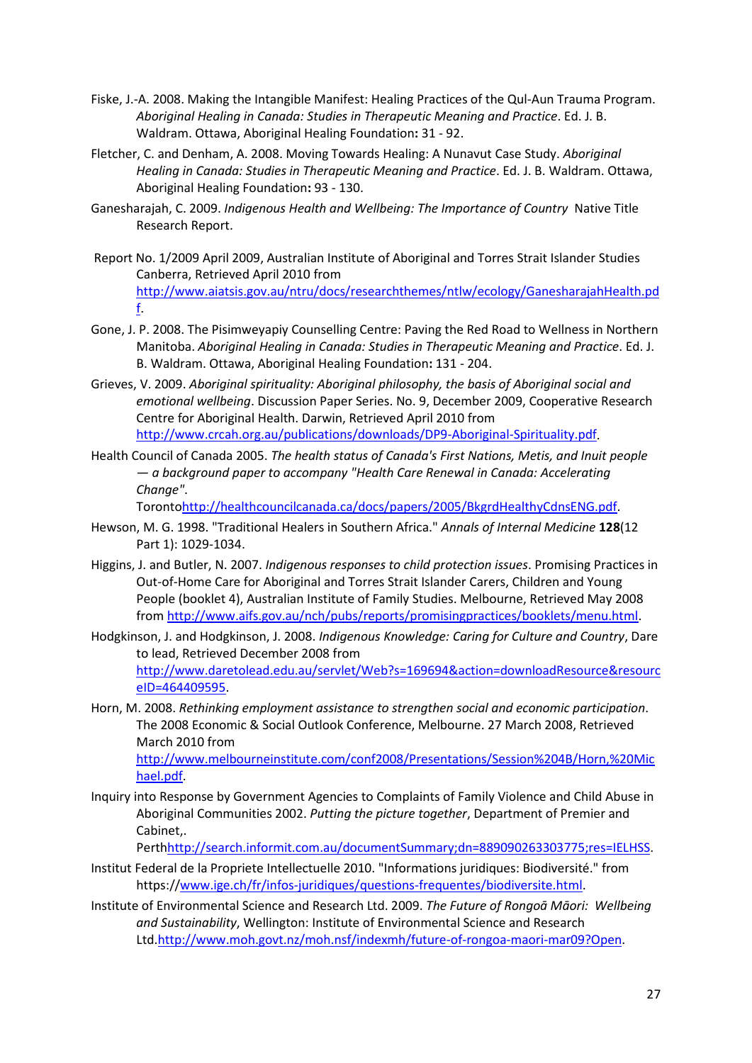Fiske, J.-A. 2008. Making the Intangible Manifest: Healing Practices of the Qul-Aun Trauma Program. *Aboriginal Healing in Canada: Studies in Therapeutic Meaning and Practice*. Ed. J. B. Waldram. Ottawa, Aboriginal Healing Foundation**:** 31 - 92.

Fletcher, C. and Denham, A. 2008. Moving Towards Healing: A Nunavut Case Study. *Aboriginal Healing in Canada: Studies in Therapeutic Meaning and Practice*. Ed. J. B. Waldram. Ottawa, Aboriginal Healing Foundation**:** 93 - 130.

Ganesharajah, C. 2009. *Indigenous Health and Wellbeing: The Importance of Country* Native Title Research Report.

Report No. 1/2009 April 2009, Australian Institute of Aboriginal and Torres Strait Islander Studies Canberra, Retrieved April 2010 from http://www.aiatsis.gov.au/ntru/docs/researchthemes/ntlw/ecology/GanesharajahHealth.pdf.

Gone, J. P. 2008. The Pisimweyapiy Counselling Centre: Paving the Red Road to Wellness in Northern Manitoba. *Aboriginal Healing in Canada: Studies in Therapeutic Meaning and Practice*. Ed. J. B. Waldram. Ottawa, Aboriginal Healing Foundation**:** 131 - 204.

Grieves, V. 2009. *Aboriginal spirituality: Aboriginal philosophy, the basis of Aboriginal social and emotional wellbeing*. Discussion Paper Series. No. 9, December 2009, Cooperative Research Centre for Aboriginal Health. Darwin, Retrieved April 2010 from http://www.crcah.org.au/publications/downloads/DP9-Aboriginal-Spirituality.pdf.

Health Council of Canada 2005. *The health status of Canada's First Nations, Metis, and Inuit people — a background paper to accompany "Health Care Renewal in Canada: Accelerating Change"*. Torontohttp://healthcouncilcanada.ca/docs/papers/2005/BkgrdHealthyCdnsENG.pdf.

Hewson, M. G. 1998. "Traditional Healers in Southern Africa." *Annals of Internal Medicine* **128**(12 Part 1): 1029-1034.

Higgins, J. and Butler, N. 2007. *Indigenous responses to child protection issues*. Promising Practices in Out-of-Home Care for Aboriginal and Torres Strait Islander Carers, Children and Young People (booklet 4), Australian Institute of Family Studies. Melbourne, Retrieved May 2008 from http://www.aifs.gov.au/nch/pubs/reports/promisingpractices/booklets/menu.html.

Hodgkinson, J. and Hodgkinson, J. 2008. *Indigenous Knowledge: Caring for Culture and Country*, Dare to lead, Retrieved December 2008 from http://www.daretolead.edu.au/servlet/Web?s=169694&action=downloadResource&resourceID=464409595.

Horn, M. 2008. *Rethinking employment assistance to strengthen social and economic participation*. The 2008 Economic & Social Outlook Conference, Melbourne. 27 March 2008, Retrieved March 2010 from http://www.melbourneinstitute.com/conf2008/Presentations/Session%204B/Horn,%20Michael.pdf.

Inquiry into Response by Government Agencies to Complaints of Family Violence and Child Abuse in Aboriginal Communities 2002. *Putting the picture together*, Department of Premier and Cabinet,. Perthhttp://search.informit.com.au/documentSummary;dn=889090263303775;res=IELHSS.

Institut Federal de la Propriete Intellectuelle 2010. "Informations juridiques: Biodiversité." from https://www.ige.ch/fr/infos-juridiques/questions-frequentes/biodiversite.html.

Institute of Environmental Science and Research Ltd. 2009. *The Future of Rongoā Māori: Wellbeing and Sustainability*, Wellington: Institute of Environmental Science and Research Ltd.http://www.moh.govt.nz/moh.nsf/indexmh/future-of-rongoa-maori-mar09?Open.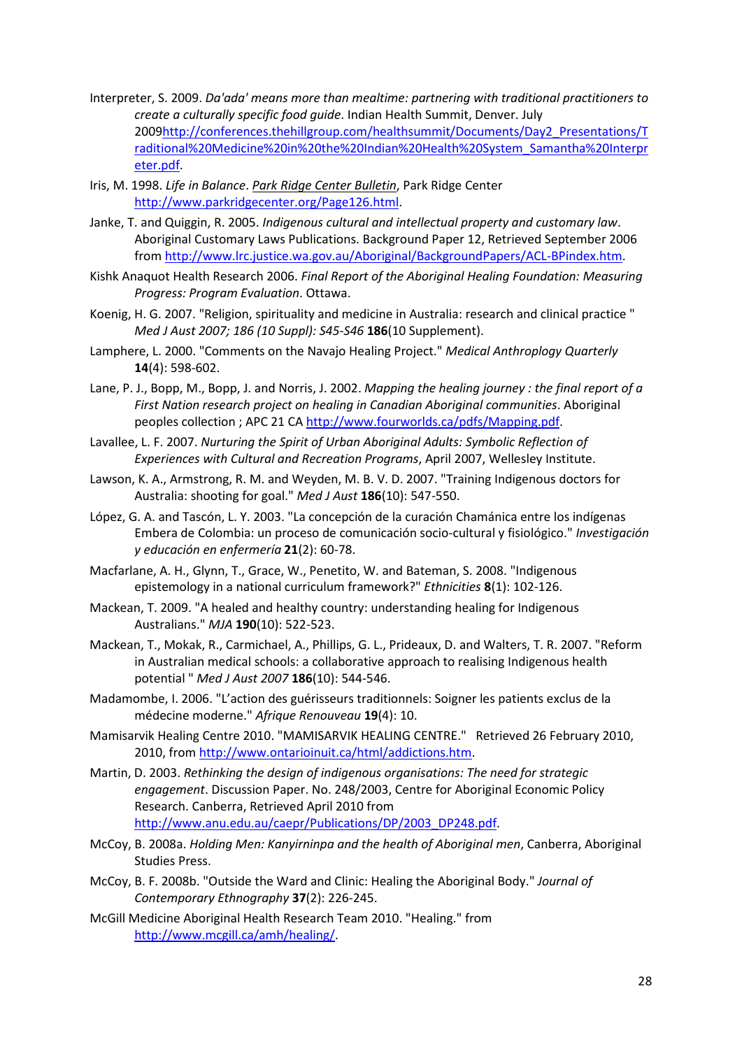Interpreter, S. 2009. *Da'ada' means more than mealtime: partnering with traditional practitioners to create a culturally specific food guide*. Indian Health Summit, Denver. July 2009http://conferences.thehillgroup.com/healthsummit/Documents/Day2_Presentations/Traditional%20Medicine%20in%20the%20Indian%20Health%20System_Samantha%20Interpreter.pdf.

Iris, M. 1998. *Life in Balance*. Park Ridge Center Bulletin, Park Ridge Center http://www.parkridgecenter.org/Page126.html.

Janke, T. and Quiggin, R. 2005. *Indigenous cultural and intellectual property and customary law*. Aboriginal Customary Laws Publications. Background Paper 12, Retrieved September 2006 from http://www.lrc.justice.wa.gov.au/Aboriginal/BackgroundPapers/ACL-BPindex.htm.

Kishk Anaquot Health Research 2006. *Final Report of the Aboriginal Healing Foundation: Measuring Progress: Program Evaluation*. Ottawa.

Koenig, H. G. 2007. "Religion, spirituality and medicine in Australia: research and clinical practice " *Med J Aust 2007; 186 (10 Suppl): S45-S46* **186**(10 Supplement).

Lamphere, L. 2000. "Comments on the Navajo Healing Project." *Medical Anthroplogy Quarterly* **14**(4): 598-602.

Lane, P. J., Bopp, M., Bopp, J. and Norris, J. 2002. *Mapping the healing journey : the final report of a First Nation research project on healing in Canadian Aboriginal communities*. Aboriginal peoples collection ; APC 21 CA http://www.fourworlds.ca/pdfs/Mapping.pdf.

Lavallee, L. F. 2007. *Nurturing the Spirit of Urban Aboriginal Adults: Symbolic Reflection of Experiences with Cultural and Recreation Programs*, April 2007, Wellesley Institute.

Lawson, K. A., Armstrong, R. M. and Weyden, M. B. V. D. 2007. "Training Indigenous doctors for Australia: shooting for goal." *Med J Aust* **186**(10): 547-550.

López, G. A. and Tascón, L. Y. 2003. "La concepción de la curación Chamánica entre los indígenas Embera de Colombia: un proceso de comunicación socio-cultural y fisiológico." *Investigación y educación en enfermería* **21**(2): 60-78.

Macfarlane, A. H., Glynn, T., Grace, W., Penetito, W. and Bateman, S. 2008. "Indigenous epistemology in a national curriculum framework?" *Ethnicities* **8**(1): 102-126.

Mackean, T. 2009. "A healed and healthy country: understanding healing for Indigenous Australians." *MJA* **190**(10): 522-523.

Mackean, T., Mokak, R., Carmichael, A., Phillips, G. L., Prideaux, D. and Walters, T. R. 2007. "Reform in Australian medical schools: a collaborative approach to realising Indigenous health potential " *Med J Aust 2007* **186**(10): 544-546.

Madamombe, I. 2006. "L'action des guérisseurs traditionnels: Soigner les patients exclus de la médecine moderne." *Afrique Renouveau* **19**(4): 10.

Mamisarvik Healing Centre 2010. "MAMISARVIK HEALING CENTRE." Retrieved 26 February 2010, 2010, from http://www.ontarioinuit.ca/html/addictions.htm.

Martin, D. 2003. *Rethinking the design of indigenous organisations: The need for strategic engagement*. Discussion Paper. No. 248/2003, Centre for Aboriginal Economic Policy Research. Canberra, Retrieved April 2010 from http://www.anu.edu.au/caepr/Publications/DP/2003_DP248.pdf.

McCoy, B. 2008a. *Holding Men: Kanyirninpa and the health of Aboriginal men*, Canberra, Aboriginal Studies Press.

McCoy, B. F. 2008b. "Outside the Ward and Clinic: Healing the Aboriginal Body." *Journal of Contemporary Ethnography* **37**(2): 226-245.

McGill Medicine Aboriginal Health Research Team 2010. "Healing." from http://www.mcgill.ca/amh/healing/.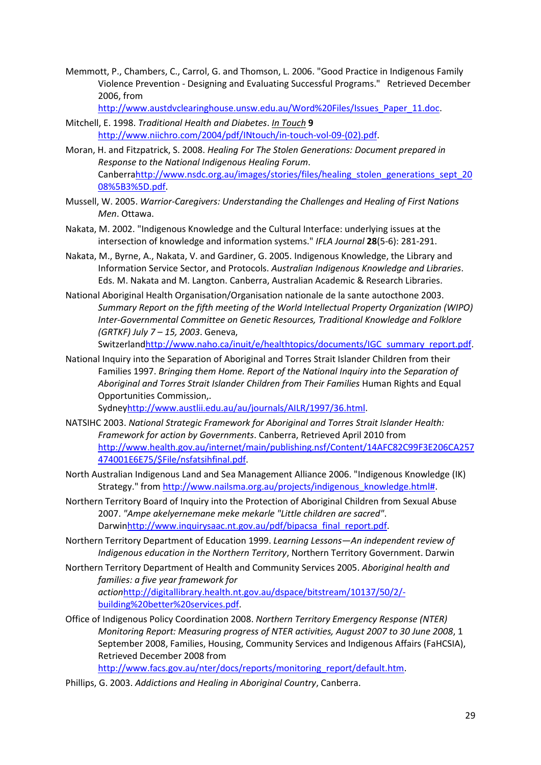Memmott, P., Chambers, C., Carrol, G. and Thomson, L. 2006. "Good Practice in Indigenous Family Violence Prevention - Designing and Evaluating Successful Programs." Retrieved December 2006, from http://www.austdvclearinghouse.unsw.edu.au/Word%20Files/Issues_Paper_11.doc.

Mitchell, E. 1998. *Traditional Health and Diabetes*. *In Touch* **9** http://www.niichro.com/2004/pdf/INtouch/in-touch-vol-09-(02).pdf.

Moran, H. and Fitzpatrick, S. 2008. *Healing For The Stolen Generations: Document prepared in Response to the National Indigenous Healing Forum*. Canberrahttp://www.nsdc.org.au/images/stories/files/healing_stolen_generations_sept_2008%5B3%5D.pdf.

Mussell, W. 2005. *Warrior-Caregivers: Understanding the Challenges and Healing of First Nations Men*. Ottawa.

Nakata, M. 2002. "Indigenous Knowledge and the Cultural Interface: underlying issues at the intersection of knowledge and information systems." *IFLA Journal* **28**(5-6): 281-291.

Nakata, M., Byrne, A., Nakata, V. and Gardiner, G. 2005. Indigenous Knowledge, the Library and Information Service Sector, and Protocols. *Australian Indigenous Knowledge and Libraries*. Eds. M. Nakata and M. Langton. Canberra, Australian Academic & Research Libraries.

National Aboriginal Health Organisation/Organisation nationale de la sante autocthone 2003. *Summary Report on the fifth meeting of the World Intellectual Property Organization (WIPO) Inter-Governmental Committee on Genetic Resources, Traditional Knowledge and Folklore (GRTKF) July 7 – 15, 2003*. Geneva, Switzerlandhttp://www.naho.ca/inuit/e/healthtopics/documents/IGC_summary_report.pdf.

National Inquiry into the Separation of Aboriginal and Torres Strait Islander Children from their Families 1997. *Bringing them Home. Report of the National Inquiry into the Separation of Aboriginal and Torres Strait Islander Children from Their Families* Human Rights and Equal Opportunities Commission,. Sydneyhttp://www.austlii.edu.au/au/journals/AILR/1997/36.html.

NATSIHC 2003. *National Strategic Framework for Aboriginal and Torres Strait Islander Health: Framework for action by Governments*. Canberra, Retrieved April 2010 from http://www.health.gov.au/internet/main/publishing.nsf/Content/14AFC82C99F3E206CA257474001E6E75/$File/nsfatsihfinal.pdf.

North Australian Indigenous Land and Sea Management Alliance 2006. "Indigenous Knowledge (IK) Strategy." from http://www.nailsma.org.au/projects/indigenous_knowledge.html#.

Northern Territory Board of Inquiry into the Protection of Aboriginal Children from Sexual Abuse 2007. *"Ampe akelyernemane meke mekarle "Little children are sacred"*. Darwinhttp://www.inquirysaac.nt.gov.au/pdf/bipacsa_final_report.pdf.

Northern Territory Department of Education 1999. *Learning Lessons—An independent review of Indigenous education in the Northern Territory*, Northern Territory Government. Darwin

Northern Territory Department of Health and Community Services 2005. *Aboriginal health and families: a five year framework for action*http://digitallibrary.health.nt.gov.au/dspace/bitstream/10137/50/2/-building%20better%20services.pdf.

Office of Indigenous Policy Coordination 2008. *Northern Territory Emergency Response (NTER) Monitoring Report: Measuring progress of NTER activities, August 2007 to 30 June 2008*, 1 September 2008, Families, Housing, Community Services and Indigenous Affairs (FaHCSIA), Retrieved December 2008 from http://www.facs.gov.au/nter/docs/reports/monitoring_report/default.htm.

Phillips, G. 2003. *Addictions and Healing in Aboriginal Country*, Canberra.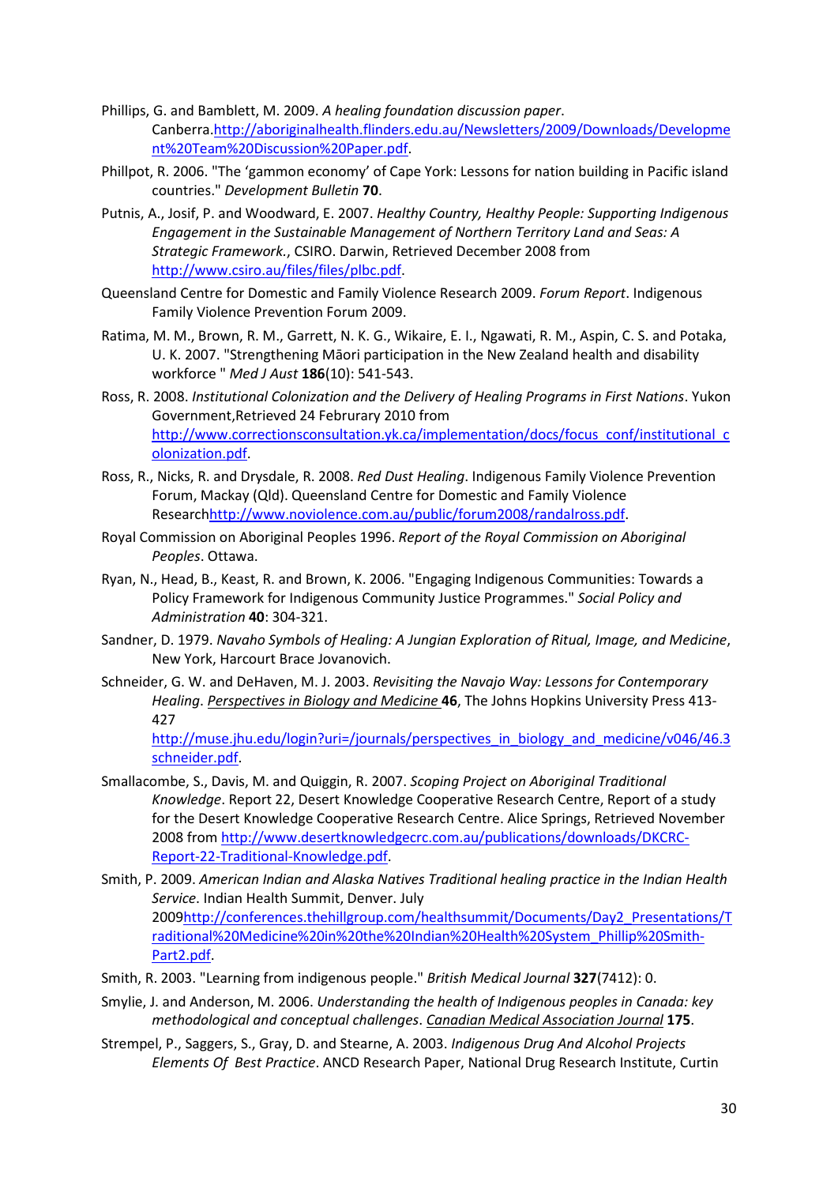Phillips, G. and Bamblett, M. 2009. *A healing foundation discussion paper*. Canberra.http://aboriginalhealth.flinders.edu.au/Newsletters/2009/Downloads/Development%20Team%20Discussion%20Paper.pdf.

Phillpot, R. 2006. "The 'gammon economy' of Cape York: Lessons for nation building in Pacific island countries." *Development Bulletin* **70**.

Putnis, A., Josif, P. and Woodward, E. 2007. *Healthy Country, Healthy People: Supporting Indigenous Engagement in the Sustainable Management of Northern Territory Land and Seas: A Strategic Framework.*, CSIRO. Darwin, Retrieved December 2008 from http://www.csiro.au/files/files/plbc.pdf.

Queensland Centre for Domestic and Family Violence Research 2009. *Forum Report*. Indigenous Family Violence Prevention Forum 2009.

Ratima, M. M., Brown, R. M., Garrett, N. K. G., Wikaire, E. I., Ngawati, R. M., Aspin, C. S. and Potaka, U. K. 2007. "Strengthening Māori participation in the New Zealand health and disability workforce " *Med J Aust* **186**(10): 541-543.

Ross, R. 2008. *Institutional Colonization and the Delivery of Healing Programs in First Nations*. Yukon Government,Retrieved 24 Februrary 2010 from http://www.correctionsconsultation.yk.ca/implementation/docs/focus_conf/institutional_colonization.pdf.

Ross, R., Nicks, R. and Drysdale, R. 2008. *Red Dust Healing*. Indigenous Family Violence Prevention Forum, Mackay (Qld). Queensland Centre for Domestic and Family Violence Researchhttp://www.noviolence.com.au/public/forum2008/randalross.pdf.

Royal Commission on Aboriginal Peoples 1996. *Report of the Royal Commission on Aboriginal Peoples*. Ottawa.

Ryan, N., Head, B., Keast, R. and Brown, K. 2006. "Engaging Indigenous Communities: Towards a Policy Framework for Indigenous Community Justice Programmes." *Social Policy and Administration* **40**: 304-321.

Sandner, D. 1979. *Navaho Symbols of Healing: A Jungian Exploration of Ritual, Image, and Medicine*, New York, Harcourt Brace Jovanovich.

Schneider, G. W. and DeHaven, M. J. 2003. *Revisiting the Navajo Way: Lessons for Contemporary Healing*. *Perspectives in Biology and Medicine* **46**, The Johns Hopkins University Press 413-427 http://muse.jhu.edu/login?uri=/journals/perspectives_in_biology_and_medicine/v046/46.3schneider.pdf.

Smallacombe, S., Davis, M. and Quiggin, R. 2007. *Scoping Project on Aboriginal Traditional Knowledge*. Report 22, Desert Knowledge Cooperative Research Centre, Report of a study for the Desert Knowledge Cooperative Research Centre. Alice Springs, Retrieved November 2008 from http://www.desertknowledgecrc.com.au/publications/downloads/DKCRC-Report-22-Traditional-Knowledge.pdf.

Smith, P. 2009. *American Indian and Alaska Natives Traditional healing practice in the Indian Health Service*. Indian Health Summit, Denver. July 2009http://conferences.thehillgroup.com/healthsummit/Documents/Day2_Presentations/Traditional%20Medicine%20in%20the%20Indian%20Health%20System_Phillip%20Smith-Part2.pdf.

Smith, R. 2003. "Learning from indigenous people." *British Medical Journal* **327**(7412): 0.

Smylie, J. and Anderson, M. 2006. *Understanding the health of Indigenous peoples in Canada: key methodological and conceptual challenges*. *Canadian Medical Association Journal* **175**.

Strempel, P., Saggers, S., Gray, D. and Stearne, A. 2003. *Indigenous Drug And Alcohol Projects Elements Of Best Practice*. ANCD Research Paper, National Drug Research Institute, Curtin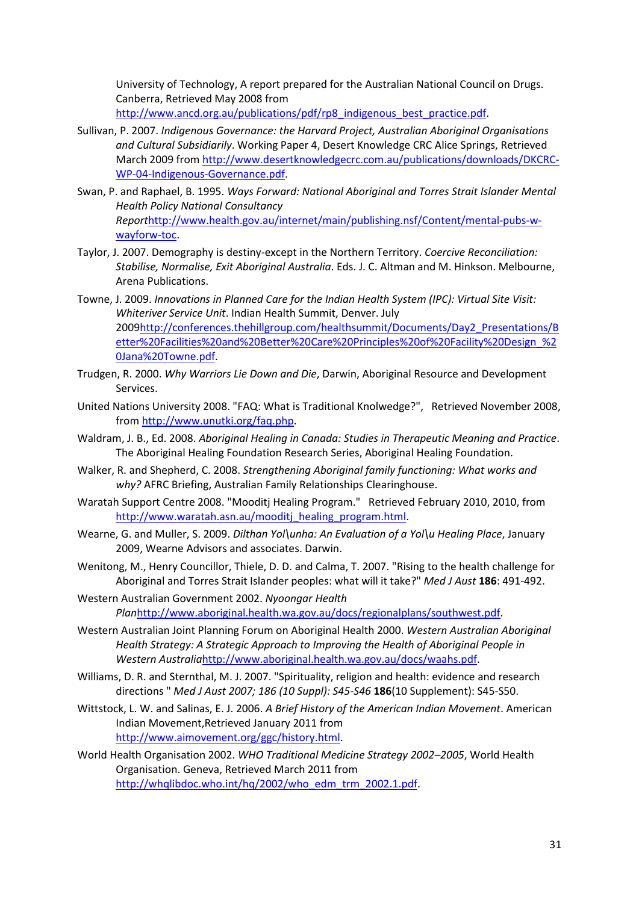University of Technology, A report prepared for the Australian National Council on Drugs. Canberra, Retrieved May 2008 from http://www.ancd.org.au/publications/pdf/rp8_indigenous_best_practice.pdf.

Sullivan, P. 2007. *Indigenous Governance: the Harvard Project, Australian Aboriginal Organisations and Cultural Subsidiarity*. Working Paper 4, Desert Knowledge CRC Alice Springs, Retrieved March 2009 from http://www.desertknowledgecrc.com.au/publications/downloads/DKCRC-WP-04-Indigenous-Governance.pdf.

Swan, P. and Raphael, B. 1995. *Ways Forward: National Aboriginal and Torres Strait Islander Mental Health Policy National Consultancy Report*http://www.health.gov.au/internet/main/publishing.nsf/Content/mental-pubs-w-wayforw-toc.

Taylor, J. 2007. Demography is destiny-except in the Northern Territory. *Coercive Reconciliation: Stabilise, Normalise, Exit Aboriginal Australia*. Eds. J. C. Altman and M. Hinkson. Melbourne, Arena Publications.

Towne, J. 2009. *Innovations in Planned Care for the Indian Health System (IPC): Virtual Site Visit: Whiteriver Service Unit*. Indian Health Summit, Denver. July 2009http://conferences.thehillgroup.com/healthsummit/Documents/Day2_Presentations/Better%20Facilities%20and%20Better%20Care%20Principles%20of%20Facility%20Design_%20Jana%20Towne.pdf.

Trudgen, R. 2000. *Why Warriors Lie Down and Die*, Darwin, Aboriginal Resource and Development Services.

United Nations University 2008. "FAQ: What is Traditional Knolwedge?", Retrieved November 2008, from http://www.unutki.org/faq.php.

Waldram, J. B., Ed. 2008. *Aboriginal Healing in Canada: Studies in Therapeutic Meaning and Practice*. The Aboriginal Healing Foundation Research Series, Aboriginal Healing Foundation.

Walker, R. and Shepherd, C. 2008. *Strengthening Aboriginal family functioning: What works and why?* AFRC Briefing, Australian Family Relationships Clearinghouse.

Waratah Support Centre 2008. "Mooditj Healing Program." Retrieved February 2010, 2010, from http://www.waratah.asn.au/mooditj_healing_program.html.

Wearne, G. and Muller, S. 2009. *Dilthan Yol\unha: An Evaluation of a Yol\u Healing Place*, January 2009, Wearne Advisors and associates. Darwin.

Wenitong, M., Henry Councillor, Thiele, D. D. and Calma, T. 2007. "Rising to the health challenge for Aboriginal and Torres Strait Islander peoples: what will it take?" *Med J Aust* **186**: 491-492.

Western Australian Government 2002. *Nyoongar Health Plan*http://www.aboriginal.health.wa.gov.au/docs/regionalplans/southwest.pdf.

Western Australian Joint Planning Forum on Aboriginal Health 2000. *Western Australian Aboriginal Health Strategy: A Strategic Approach to Improving the Health of Aboriginal People in Western Australia*http://www.aboriginal.health.wa.gov.au/docs/waahs.pdf.

Williams, D. R. and Sternthal, M. J. 2007. "Spirituality, religion and health: evidence and research directions " *Med J Aust 2007; 186 (10 Suppl): S45-S46* **186**(10 Supplement): S45-S50.

Wittstock, L. W. and Salinas, E. J. 2006. *A Brief History of the American Indian Movement*. American Indian Movement,Retrieved January 2011 from http://www.aimovement.org/ggc/history.html.

World Health Organisation 2002. *WHO Traditional Medicine Strategy 2002–2005*, World Health Organisation. Geneva, Retrieved March 2011 from http://whqlibdoc.who.int/hq/2002/who_edm_trm_2002.1.pdf.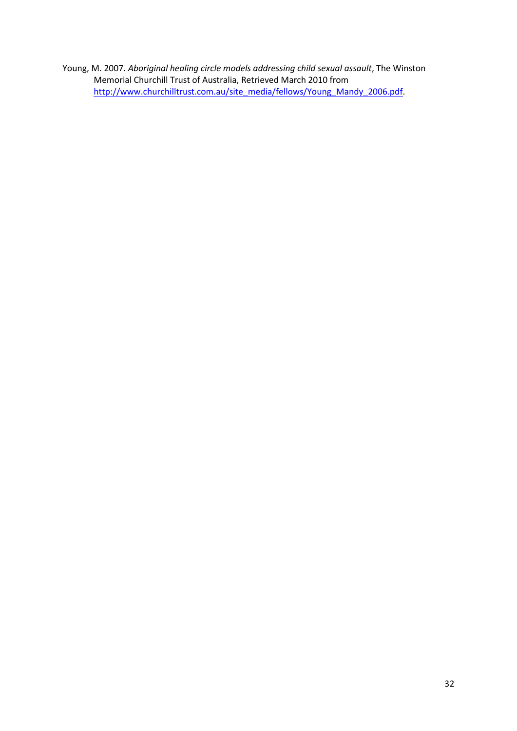Young, M. 2007. *Aboriginal healing circle models addressing child sexual assault*, The Winston Memorial Churchill Trust of Australia, Retrieved March 2010 from http://www.churchilltrust.com.au/site_media/fellows/Young_Mandy_2006.pdf.